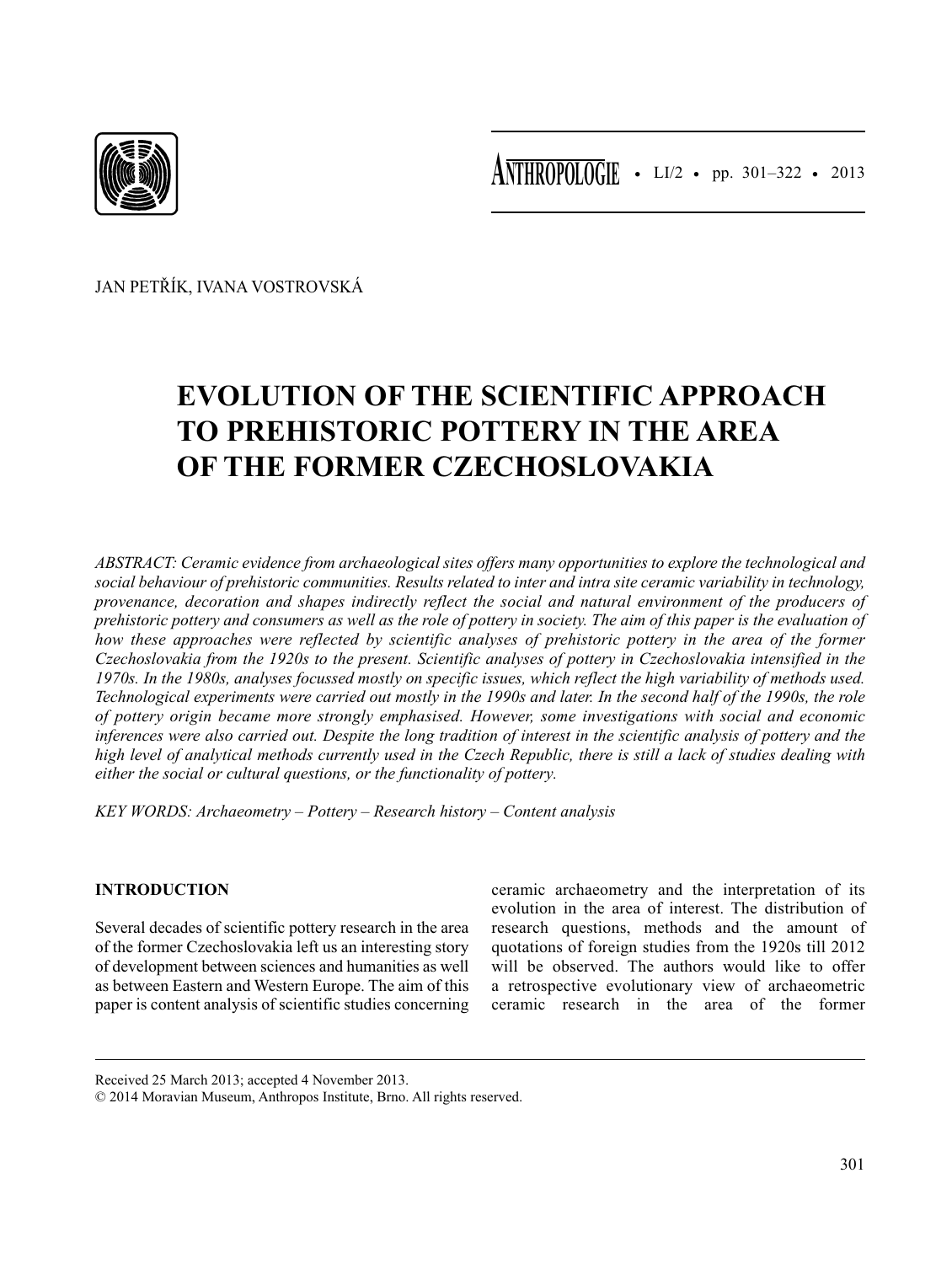JAN PETŘÍK, IVANA VOSTROVSKÁ

# EVOLUTION OF THE SCIENTIFIC APPROACH TO PREHISTORIC POTTERY IN THE AREA OF THE FORMER CZECHOSLOVAKIA

*ABSTRACT: Ceramic evidence from archaeological sites offers many opportunities to explore the technological and social behaviour of prehistoric communities. Results related to inter and intra site ceramic variability in technology, provenance, decoration and shapes indirectly reflect the social and natural environment of the producers of prehistoric pottery and consumers as well as the role of pottery in society. The aim of this paper is the evaluation of how these approaches were reflected by scientific analyses of prehistoric pottery in the area of the former Czechoslovakia from the 1920s to the present. Scientific analyses of pottery in Czechoslovakia intensified in the 1970s. In the 1980s, analyses focussed mostly on specific issues, which reflect the high variability of methods used. Technological experiments were carried out mostly in the 1990s and later. In the second half of the 1990s, the role of pottery origin became more strongly emphasised. However, some investigations with social and economic inferences were also carried out. Despite the long tradition of interest in the scientific analysis of pottery and the high level of analytical methods currently used in the Czech Republic, there is still a lack of studies dealing with either the social or cultural questions, or the functionality of pottery.*

*KEY WORDS: Archaeometry – Pottery – Research history – Content analysis*

## INTRODUCTION

Several decades of scientific pottery research in the area of the former Czechoslovakia left us an interesting story of development between sciences and humanities as well as between Eastern and Western Europe. The aim of this paper is content analysis of scientific studies concerning ceramic archaeometry and the interpretation of its evolution in the area of interest. The distribution of research questions, methods and the amount of quotations of foreign studies from the 1920s till 2012 will be observed. The authors would like to offer a retrospective evolutionary view of archaeometric ceramic research in the area of the former

Received 25 March 2013; accepted 4 November 2013.

© 2014 Moravian Museum, Anthropos Institute, Brno. All rights reserved.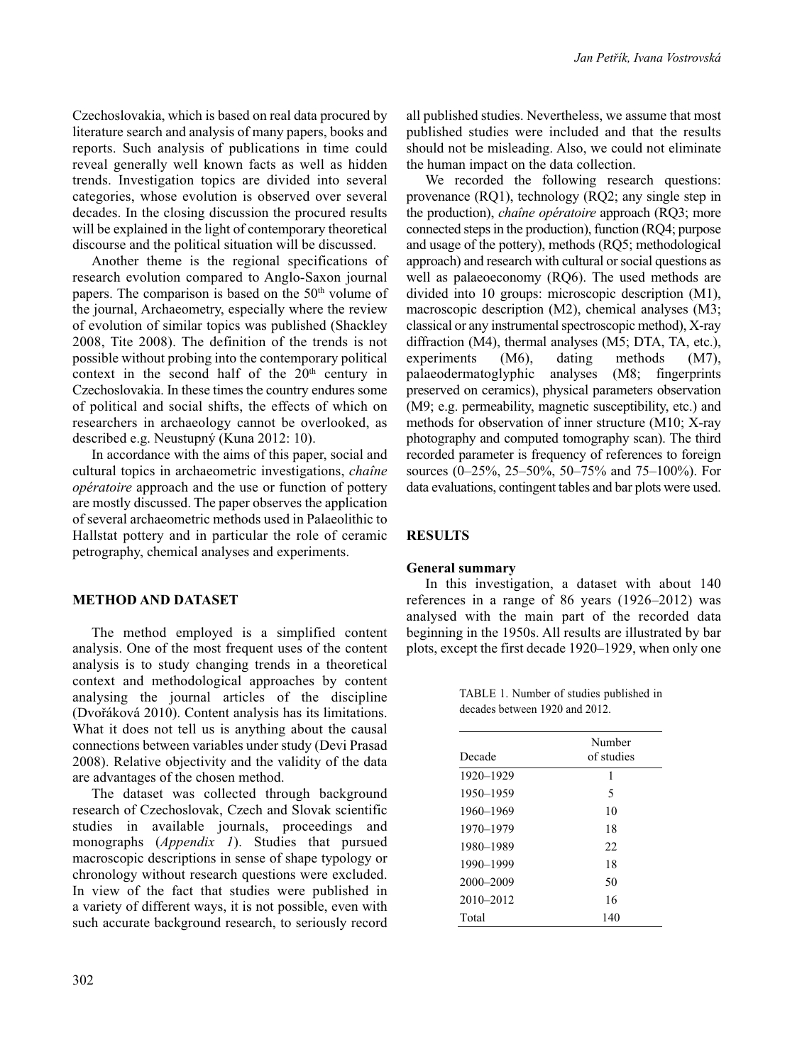Czechoslovakia, which is based on real data procured by literature search and analysis of many papers, books and reports. Such analysis of publications in time could reveal generally well known facts as well as hidden trends. Investigation topics are divided into several categories, whose evolution is observed over several decades. In the closing discussion the procured results will be explained in the light of contemporary theoretical discourse and the political situation will be discussed.

Another theme is the regional specifications of research evolution compared to Anglo-Saxon journal papers. The comparison is based on the 50th volume of the journal, Archaeometry, especially where the review of evolution of similar topics was published (Shackley 2008, Tite 2008). The definition of the trends is not possible without probing into the contemporary political context in the second half of the 20th century in Czechoslovakia. In these times the country endures some of political and social shifts, the effects of which on researchers in archaeology cannot be overlooked, as described e.g. Neustupný (Kuna 2012: 10).

In accordance with the aims of this paper, social and cultural topics in archaeometric investigations, *chaîne opératoire* approach and the use or function of pottery are mostly discussed. The paper observes the application of several archaeometric methods used in Palaeolithic to Hallstat pottery and in particular the role of ceramic petrography, chemical analyses and experiments.

## METHOD AND DATASET

The method employed is a simplified content analysis. One of the most frequent uses of the content analysis is to study changing trends in a theoretical context and methodological approaches by content analysing the journal articles of the discipline (Dvořáková 2010). Content analysis has its limitations. What it does not tell us is anything about the causal connections between variables under study (Devi Prasad 2008). Relative objectivity and the validity of the data are advantages of the chosen method.

The dataset was collected through background research of Czechoslovak, Czech and Slovak scientific studies in available journals, proceedings and monographs (*Appendix 1*). Studies that pursued macroscopic descriptions in sense of shape typology or chronology without research questions were excluded. In view of the fact that studies were published in a variety of different ways, it is not possible, even with such accurate background research, to seriously record all published studies. Nevertheless, we assume that most published studies were included and that the results should not be misleading. Also, we could not eliminate the human impact on the data collection.

We recorded the following research questions: provenance (RQ1), technology (RQ2; any single step in the production), *chaîne opératoire* approach (RQ3; more connected steps in the production), function (RQ4; purpose and usage of the pottery), methods (RQ5; methodological approach) and research with cultural or social questions as well as palaeoeconomy (RQ6). The used methods are divided into 10 groups: microscopic description (M1), macroscopic description (M2), chemical analyses (M3; classical or any instrumental spectroscopic method), X-ray diffraction (M4), thermal analyses (M5; DTA, TA, etc.), experiments (M6), dating methods (M7), palaeodermatoglyphic analyses (M8; fingerprints preserved on ceramics), physical parameters observation (M9; e.g. permeability, magnetic susceptibility, etc.) and methods for observation of inner structure (M10; X-ray photography and computed tomography scan). The third recorded parameter is frequency of references to foreign sources (0–25%, 25–50%, 50–75% and 75–100%). For data evaluations, contingent tables and bar plots were used.

## RESULTS

### General summary

In this investigation, a dataset with about 140 references in a range of 86 years (1926–2012) was analysed with the main part of the recorded data beginning in the 1950s. All results are illustrated by bar plots, except the first decade 1920–1929, when only one

TABLE 1. Number of studies published in decades between 1920 and 2012.

| Decade | Number of studies |
|---|---|
| 1920–1929 | 1 |
| 1950–1959 | 5 |
| 1960–1969 | 10 |
| 1970–1979 | 18 |
| 1980–1989 | 22 |
| 1990–1999 | 18 |
| 2000–2009 | 50 |
| 2010–2012 | 16 |
| Total | 140 |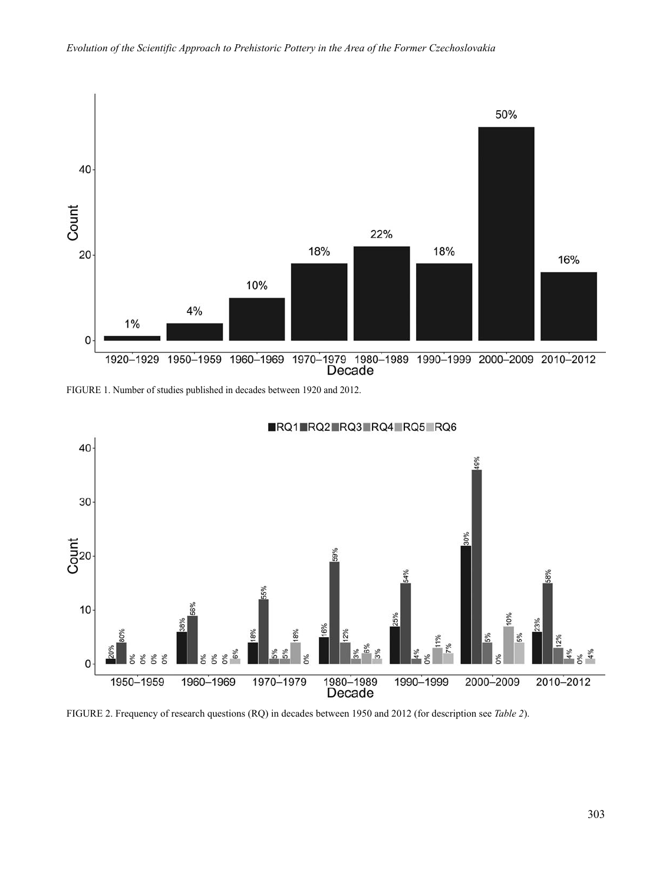FIGURE 1. Number of studies published in decades between 1920 and 2012.

FIGURE 2. Frequency of research questions (RQ) in decades between 1950 and 2012 (for description see *Table 2*).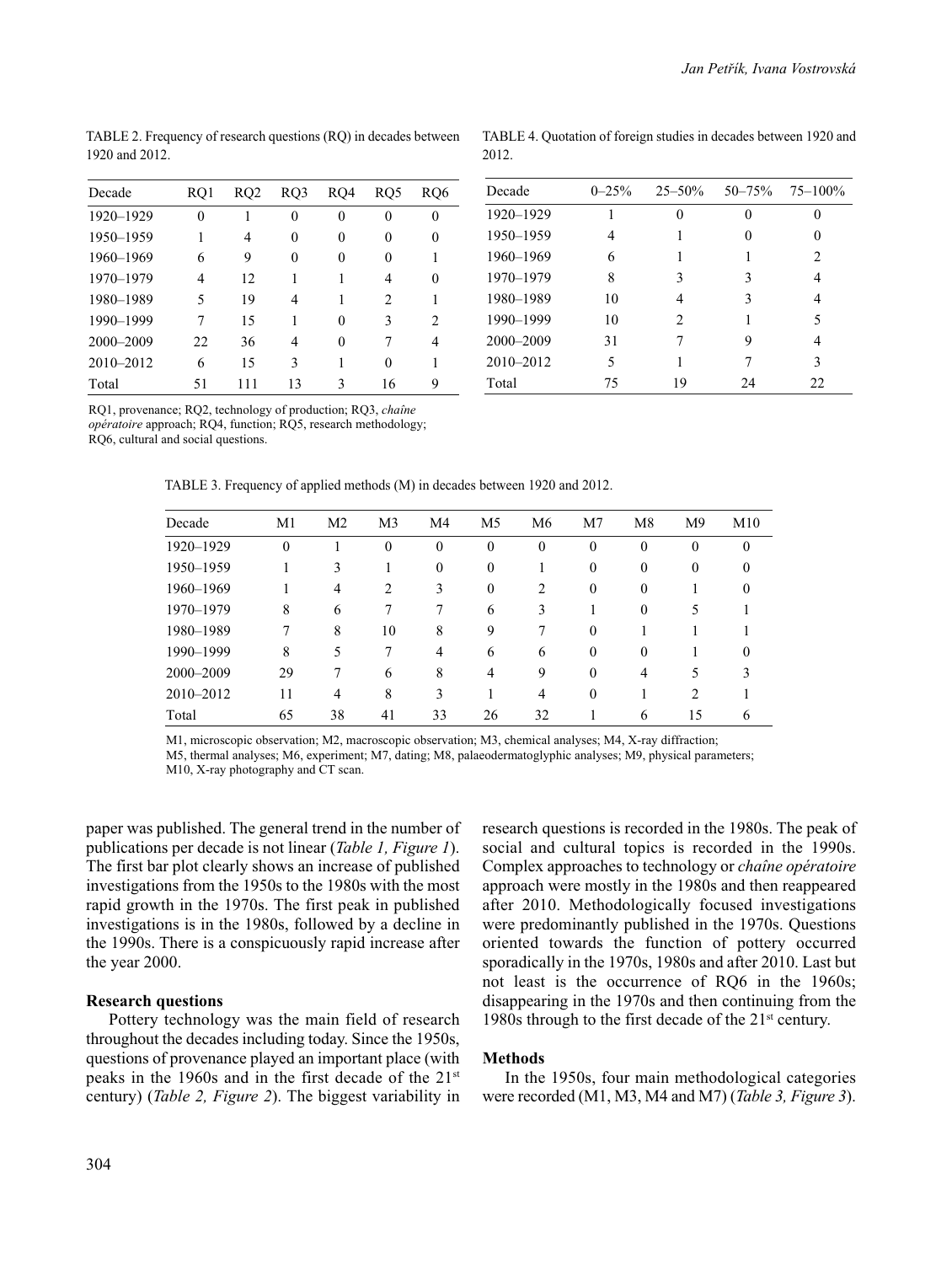TABLE 2. Frequency of research questions (RQ) in decades between 1920 and 2012.

| Decade | RQ1 | RQ2 | RQ3 | RQ4 | RQ5 | RQ6 |
|---|---|---|---|---|---|---|
| 1920–1929 | 0 | 1 | 0 | 0 | 0 | 0 |
| 1950–1959 | 1 | 4 | 0 | 0 | 0 | 0 |
| 1960–1969 | 6 | 9 | 0 | 0 | 0 | 1 |
| 1970–1979 | 4 | 12 | 1 | 1 | 4 | 0 |
| 1980–1989 | 5 | 19 | 4 | 1 | 2 | 1 |
| 1990–1999 | 7 | 15 | 1 | 0 | 3 | 2 |
| 2000–2009 | 22 | 36 | 4 | 0 | 7 | 4 |
| 2010–2012 | 6 | 15 | 3 | 1 | 0 | 1 |
| Total | 51 | 111 | 13 | 3 | 16 | 9 |

RQ1, provenance; RQ2, technology of production; RQ3, *chaîne opératoire* approach; RQ4, function; RQ5, research methodology; RQ6, cultural and social questions.

TABLE 4. Quotation of foreign studies in decades between 1920 and 2012.

| Decade | 0–25% | 25–50% | 50–75% | 75–100% |
|---|---|---|---|---|
| 1920–1929 | 1 | 0 | 0 | 0 |
| 1950–1959 | 4 | 1 | 0 | 0 |
| 1960–1969 | 6 | 1 | 1 | 2 |
| 1970–1979 | 8 | 3 | 3 | 4 |
| 1980–1989 | 10 | 4 | 3 | 4 |
| 1990–1999 | 10 | 2 | 1 | 5 |
| 2000–2009 | 31 | 7 | 9 | 4 |
| 2010–2012 | 5 | 1 | 7 | 3 |
| Total | 75 | 19 | 24 | 22 |

TABLE 3. Frequency of applied methods (M) in decades between 1920 and 2012.

| Decade | M1 | M2 | M3 | M4 | M5 | M6 | M7 | M8 | M9 | M10 |
|---|---|---|---|---|---|---|---|---|---|---|
| 1920–1929 | 0 | 1 | 0 | 0 | 0 | 0 | 0 | 0 | 0 | 0 |
| 1950–1959 | 1 | 3 | 1 | 0 | 0 | 1 | 0 | 0 | 0 | 0 |
| 1960–1969 | 1 | 4 | 2 | 3 | 0 | 2 | 0 | 0 | 1 | 0 |
| 1970–1979 | 8 | 6 | 7 | 7 | 6 | 3 | 1 | 0 | 5 | 1 |
| 1980–1989 | 7 | 8 | 10 | 8 | 9 | 7 | 0 | 1 | 1 | 1 |
| 1990–1999 | 8 | 5 | 7 | 4 | 6 | 6 | 0 | 0 | 1 | 0 |
| 2000–2009 | 29 | 7 | 6 | 8 | 4 | 9 | 0 | 4 | 5 | 3 |
| 2010–2012 | 11 | 4 | 8 | 3 | 1 | 4 | 0 | 1 | 2 | 1 |
| Total | 65 | 38 | 41 | 33 | 26 | 32 | 1 | 6 | 15 | 6 |

M1, microscopic observation; M2, macroscopic observation; M3, chemical analyses; M4, X-ray diffraction; M5, thermal analyses; M6, experiment; M7, dating; M8, palaeodermatoglyphic analyses; M9, physical parameters; M10, X-ray photography and CT scan.

paper was published. The general trend in the number of publications per decade is not linear (*Table 1, Figure 1*). The first bar plot clearly shows an increase of published investigations from the 1950s to the 1980s with the most rapid growth in the 1970s. The first peak in published investigations is in the 1980s, followed by a decline in the 1990s. There is a conspicuously rapid increase after the year 2000.

**Research questions**

Pottery technology was the main field of research throughout the decades including today. Since the 1950s, questions of provenance played an important place (with peaks in the 1960s and in the first decade of the 21st century) (*Table 2, Figure 2*). The biggest variability in research questions is recorded in the 1980s. The peak of social and cultural topics is recorded in the 1990s. Complex approaches to technology or *chaîne opératoire* approach were mostly in the 1980s and then reappeared after 2010. Methodologically focused investigations were predominantly published in the 1970s. Questions oriented towards the function of pottery occurred sporadically in the 1970s, 1980s and after 2010. Last but not least is the occurrence of RQ6 in the 1960s; disappearing in the 1970s and then continuing from the 1980s through to the first decade of the 21st century.

**Methods**

In the 1950s, four main methodological categories were recorded (M1, M3, M4 and M7) (*Table 3, Figure 3*).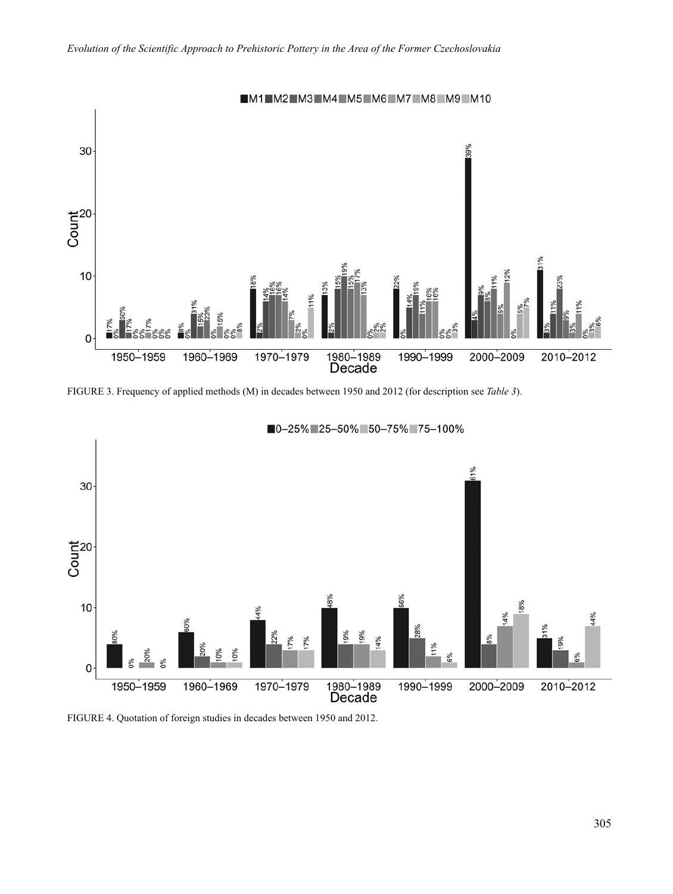FIGURE 3. Frequency of applied methods (M) in decades between 1950 and 2012 (for description see *Table 3*).

FIGURE 4. Quotation of foreign studies in decades between 1950 and 2012.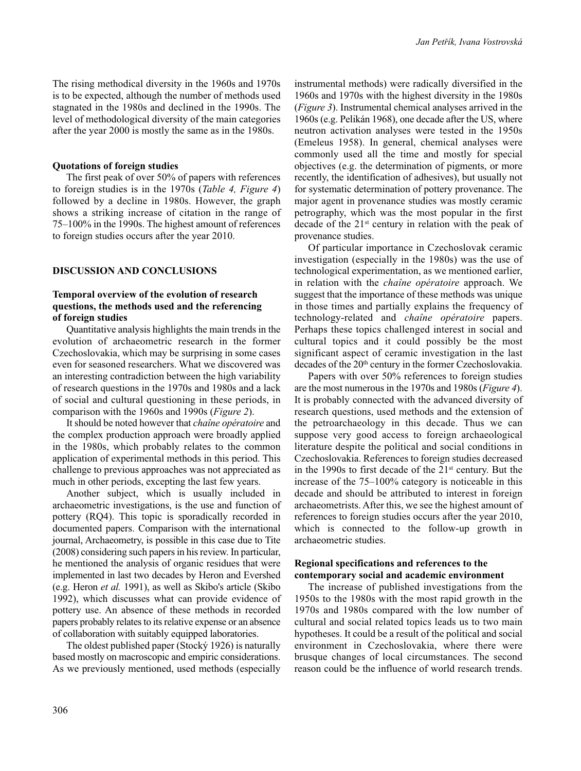The rising methodical diversity in the 1960s and 1970s is to be expected, although the number of methods used stagnated in the 1980s and declined in the 1990s. The level of methodological diversity of the main categories after the year 2000 is mostly the same as in the 1980s.

### Quotations of foreign studies

The first peak of over 50% of papers with references to foreign studies is in the 1970s (*Table 4, Figure 4*) followed by a decline in 1980s. However, the graph shows a striking increase of citation in the range of 75–100% in the 1990s. The highest amount of references to foreign studies occurs after the year 2010.

## DISCUSSION AND CONCLUSIONS

### Temporal overview of the evolution of research questions, the methods used and the referencing of foreign studies

Quantitative analysis highlights the main trends in the evolution of archaeometric research in the former Czechoslovakia, which may be surprising in some cases even for seasoned researchers. What we discovered was an interesting contradiction between the high variability of research questions in the 1970s and 1980s and a lack of social and cultural questioning in these periods, in comparison with the 1960s and 1990s (*Figure 2*).

It should be noted however that *chaîne opératoire* and the complex production approach were broadly applied in the 1980s, which probably relates to the common application of experimental methods in this period. This challenge to previous approaches was not appreciated as much in other periods, excepting the last few years.

Another subject, which is usually included in archaeometric investigations, is the use and function of pottery (RQ4). This topic is sporadically recorded in documented papers. Comparison with the international journal, Archaeometry, is possible in this case due to Tite (2008) considering such papers in his review. In particular, he mentioned the analysis of organic residues that were implemented in last two decades by Heron and Evershed (e.g. Heron *et al.* 1991), as well as Skibo's article (Skibo 1992), which discusses what can provide evidence of pottery use. An absence of these methods in recorded papers probably relates to its relative expense or an absence of collaboration with suitably equipped laboratories.

The oldest published paper (Stocký 1926) is naturally based mostly on macroscopic and empiric considerations. As we previously mentioned, used methods (especially instrumental methods) were radically diversified in the 1960s and 1970s with the highest diversity in the 1980s (*Figure 3*). Instrumental chemical analyses arrived in the 1960s (e.g. Pelikán 1968), one decade after the US, where neutron activation analyses were tested in the 1950s (Emeleus 1958). In general, chemical analyses were commonly used all the time and mostly for special objectives (e.g. the determination of pigments, or more recently, the identification of adhesives), but usually not for systematic determination of pottery provenance. The major agent in provenance studies was mostly ceramic petrography, which was the most popular in the first decade of the 21st century in relation with the peak of provenance studies.

Of particular importance in Czechoslovak ceramic investigation (especially in the 1980s) was the use of technological experimentation, as we mentioned earlier, in relation with the *chaîne opératoire* approach. We suggest that the importance of these methods was unique in those times and partially explains the frequency of technology-related and *chaîne opératoire* papers. Perhaps these topics challenged interest in social and cultural topics and it could possibly be the most significant aspect of ceramic investigation in the last decades of the 20th century in the former Czechoslovakia.

Papers with over 50% references to foreign studies are the most numerous in the 1970s and 1980s (*Figure 4*). It is probably connected with the advanced diversity of research questions, used methods and the extension of the petroarchaeology in this decade. Thus we can suppose very good access to foreign archaeological literature despite the political and social conditions in Czechoslovakia. References to foreign studies decreased in the 1990s to first decade of the 21st century. But the increase of the 75–100% category is noticeable in this decade and should be attributed to interest in foreign archaeometrists. After this, we see the highest amount of references to foreign studies occurs after the year 2010, which is connected to the follow-up growth in archaeometric studies.

### Regional specifications and references to the contemporary social and academic environment

The increase of published investigations from the 1950s to the 1980s with the most rapid growth in the 1970s and 1980s compared with the low number of cultural and social related topics leads us to two main hypotheses. It could be a result of the political and social environment in Czechoslovakia, where there were brusque changes of local circumstances. The second reason could be the influence of world research trends.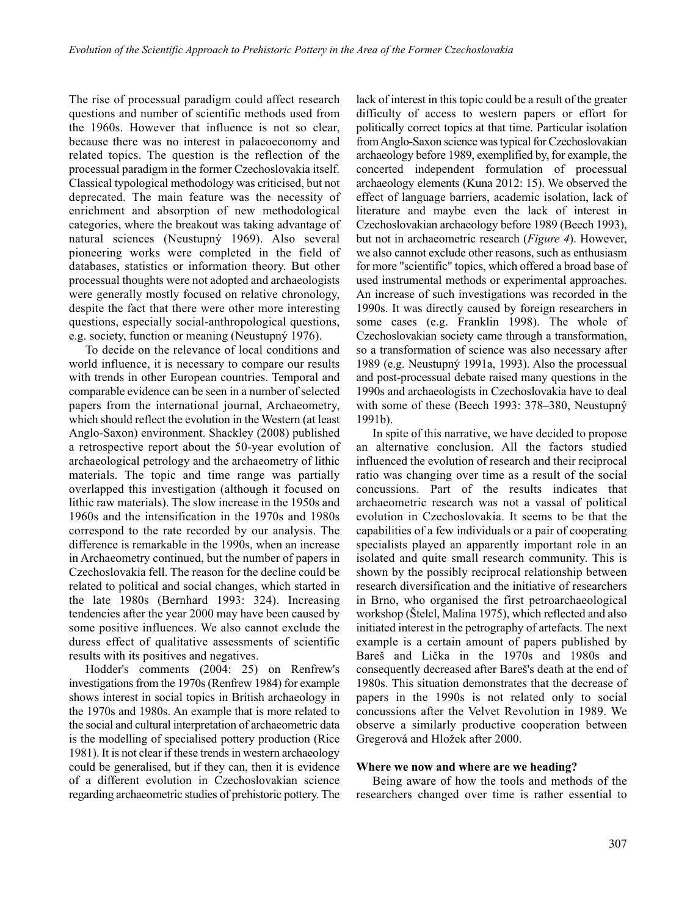The rise of processual paradigm could affect research questions and number of scientific methods used from the 1960s. However that influence is not so clear, because there was no interest in palaeoeconomy and related topics. The question is the reflection of the processual paradigm in the former Czechoslovakia itself. Classical typological methodology was criticised, but not deprecated. The main feature was the necessity of enrichment and absorption of new methodological categories, where the breakout was taking advantage of natural sciences (Neustupný 1969). Also several pioneering works were completed in the field of databases, statistics or information theory. But other processual thoughts were not adopted and archaeologists were generally mostly focused on relative chronology, despite the fact that there were other more interesting questions, especially social-anthropological questions, e.g. society, function or meaning (Neustupný 1976).

To decide on the relevance of local conditions and world influence, it is necessary to compare our results with trends in other European countries. Temporal and comparable evidence can be seen in a number of selected papers from the international journal, Archaeometry, which should reflect the evolution in the Western (at least Anglo-Saxon) environment. Shackley (2008) published a retrospective report about the 50-year evolution of archaeological petrology and the archaeometry of lithic materials. The topic and time range was partially overlapped this investigation (although it focused on lithic raw materials). The slow increase in the 1950s and 1960s and the intensification in the 1970s and 1980s correspond to the rate recorded by our analysis. The difference is remarkable in the 1990s, when an increase in Archaeometry continued, but the number of papers in Czechoslovakia fell. The reason for the decline could be related to political and social changes, which started in the late 1980s (Bernhard 1993: 324). Increasing tendencies after the year 2000 may have been caused by some positive influences. We also cannot exclude the duress effect of qualitative assessments of scientific results with its positives and negatives.

Hodder's comments (2004: 25) on Renfrew's investigations from the 1970s (Renfrew 1984) for example shows interest in social topics in British archaeology in the 1970s and 1980s. An example that is more related to the social and cultural interpretation of archaeometric data is the modelling of specialised pottery production (Rice 1981). It is not clear if these trends in western archaeology could be generalised, but if they can, then it is evidence of a different evolution in Czechoslovakian science regarding archaeometric studies of prehistoric pottery. The lack of interest in this topic could be a result of the greater difficulty of access to western papers or effort for politically correct topics at that time. Particular isolation from Anglo-Saxon science was typical for Czechoslovakian archaeology before 1989, exemplified by, for example, the concerted independent formulation of processual archaeology elements (Kuna 2012: 15). We observed the effect of language barriers, academic isolation, lack of literature and maybe even the lack of interest in Czechoslovakian archaeology before 1989 (Beech 1993), but not in archaeometric research (*Figure 4*). However, we also cannot exclude other reasons, such as enthusiasm for more "scientific" topics, which offered a broad base of used instrumental methods or experimental approaches. An increase of such investigations was recorded in the 1990s. It was directly caused by foreign researchers in some cases (e.g. Franklin 1998). The whole of Czechoslovakian society came through a transformation, so a transformation of science was also necessary after 1989 (e.g. Neustupný 1991a, 1993). Also the processual and post-processual debate raised many questions in the 1990s and archaeologists in Czechoslovakia have to deal with some of these (Beech 1993: 378–380, Neustupný 1991b).

In spite of this narrative, we have decided to propose an alternative conclusion. All the factors studied influenced the evolution of research and their reciprocal ratio was changing over time as a result of the social concussions. Part of the results indicates that archaeometric research was not a vassal of political evolution in Czechoslovakia. It seems to be that the capabilities of a few individuals or a pair of cooperating specialists played an apparently important role in an isolated and quite small research community. This is shown by the possibly reciprocal relationship between research diversification and the initiative of researchers in Brno, who organised the first petroarchaeological workshop (Štelcl, Malina 1975), which reflected and also initiated interest in the petrography of artefacts. The next example is a certain amount of papers published by Bareš and Lička in the 1970s and 1980s and consequently decreased after Bareš's death at the end of 1980s. This situation demonstrates that the decrease of papers in the 1990s is not related only to social concussions after the Velvet Revolution in 1989. We observe a similarly productive cooperation between Gregerová and Hložek after 2000.

### Where we now and where are we heading?

Being aware of how the tools and methods of the researchers changed over time is rather essential to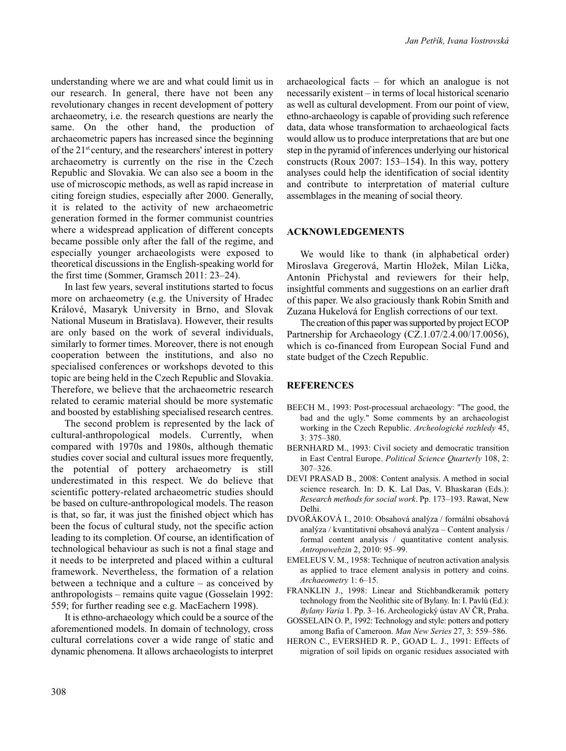understanding where we are and what could limit us in our research. In general, there have not been any revolutionary changes in recent development of pottery archaeometry, i.e. the research questions are nearly the same. On the other hand, the production of archaeometric papers has increased since the beginning of the 21st century, and the researchers' interest in pottery archaeometry is currently on the rise in the Czech Republic and Slovakia. We can also see a boom in the use of microscopic methods, as well as rapid increase in citing foreign studies, especially after 2000. Generally, it is related to the activity of new archaeometric generation formed in the former communist countries where a widespread application of different concepts became possible only after the fall of the regime, and especially younger archaeologists were exposed to theoretical discussions in the English-speaking world for the first time (Sommer, Gramsch 2011: 23–24).

In last few years, several institutions started to focus more on archaeometry (e.g. the University of Hradec Králové, Masaryk University in Brno, and Slovak National Museum in Bratislava). However, their results are only based on the work of several individuals, similarly to former times. Moreover, there is not enough cooperation between the institutions, and also no specialised conferences or workshops devoted to this topic are being held in the Czech Republic and Slovakia. Therefore, we believe that the archaeometric research related to ceramic material should be more systematic and boosted by establishing specialised research centres.

The second problem is represented by the lack of cultural-anthropological models. Currently, when compared with 1970s and 1980s, although thematic studies cover social and cultural issues more frequently, the potential of pottery archaeometry is still underestimated in this respect. We do believe that scientific pottery-related archaeometric studies should be based on culture-anthropological models. The reason is that, so far, it was just the finished object which has been the focus of cultural study, not the specific action leading to its completion. Of course, an identification of technological behaviour as such is not a final stage and it needs to be interpreted and placed within a cultural framework. Nevertheless, the formation of a relation between a technique and a culture – as conceived by anthropologists – remains quite vague (Gosselain 1992: 559; for further reading see e.g. MacEachern 1998).

It is ethno-archaeology which could be a source of the aforementioned models. In domain of technology, cross cultural correlations cover a wide range of static and dynamic phenomena. It allows archaeologists to interpret archaeological facts – for which an analogue is not necessarily existent – in terms of local historical scenario as well as cultural development. From our point of view, ethno-archaeology is capable of providing such reference data, data whose transformation to archaeological facts would allow us to produce interpretations that are but one step in the pyramid of inferences underlying our historical constructs (Roux 2007: 153–154). In this way, pottery analyses could help the identification of social identity and contribute to interpretation of material culture assemblages in the meaning of social theory.

## ACKNOWLEDGEMENTS

We would like to thank (in alphabetical order) Miroslava Gregerová, Martin Hložek, Milan Lička, Antonín Přichystal and reviewers for their help, insightful comments and suggestions on an earlier draft of this paper. We also graciously thank Robin Smith and Zuzana Hukelová for English corrections of our text.

The creation of this paper was supported by project ECOP Partnership for Archaeology (CZ.1.07/2.4.00/17.0056), which is co-financed from European Social Fund and state budget of the Czech Republic.

## REFERENCES

BEECH M., 1993: Post-processual archaeology: "The good, the bad and the ugly." Some comments by an archaeologist working in the Czech Republic. *Archeologické rozhledy* 45, 3: 375–380.

BERNHARD M., 1993: Civil society and democratic transition in East Central Europe. *Political Science Quarterly* 108, 2: 307–326.

DEVI PRASAD B., 2008: Content analysis. A method in social science research. In: D. K. Lal Das, V. Bhaskaran (Eds.): *Research methods for social work*. Pp. 173–193. Rawat, New Delhi.

DVOŘÁKOVÁ I., 2010: Obsahová analýza / formální obsahová analýza / kvantitativní obsahová analýza – Content analysis / formal content analysis / quantitative content analysis. *Antropowebzin* 2, 2010: 95–99.

EMELEUS V. M., 1958: Technique of neutron activation analysis as applied to trace element analysis in pottery and coins. *Archaeometry* 1: 6–15.

FRANKLIN J., 1998: Linear and Stichbandkeramik pottery technology from the Neolithic site of Bylany. In: I. Pavlů (Ed.): *Bylany Varia* 1. Pp. 3–16. Archeologický ústav AV ČR, Praha.

GOSSELAIN O. P., 1992: Technology and style: potters and pottery among Bafia of Cameroon. *Man New Series* 27, 3: 559–586.

HERON C., EVERSHED R. P., GOAD L. J., 1991: Effects of migration of soil lipids on organic residues associated with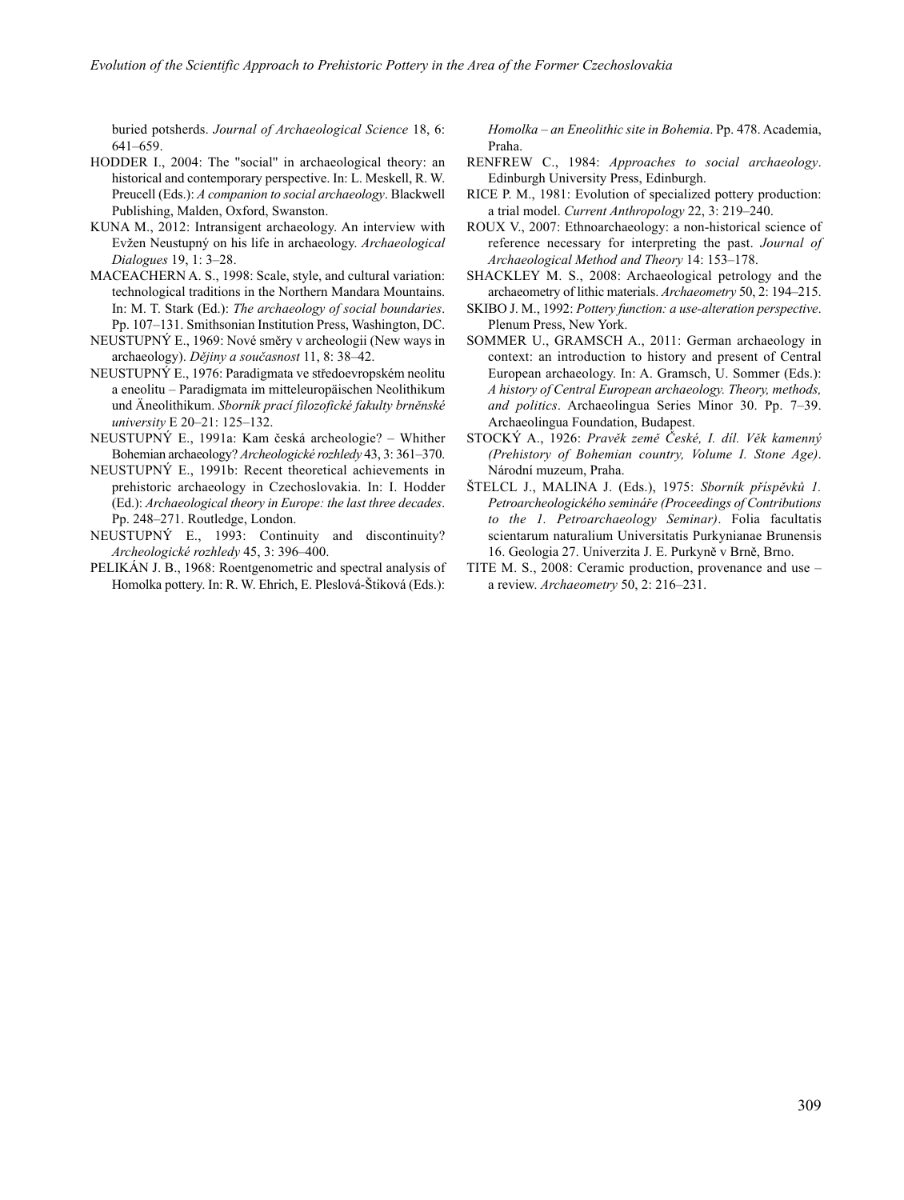buried potsherds. *Journal of Archaeological Science* 18, 6: 641–659.

HODDER I., 2004: The "social" in archaeological theory: an historical and contemporary perspective. In: L. Meskell, R. W. Preucell (Eds.): *A companion to social archaeology*. Blackwell Publishing, Malden, Oxford, Swanston.

KUNA M., 2012: Intransigent archaeology. An interview with Evžen Neustupný on his life in archaeology. *Archaeological Dialogues* 19, 1: 3–28.

MACEACHERN A. S., 1998: Scale, style, and cultural variation: technological traditions in the Northern Mandara Mountains. In: M. T. Stark (Ed.): *The archaeology of social boundaries*. Pp. 107–131. Smithsonian Institution Press, Washington, DC.

NEUSTUPNÝ E., 1969: Nové směry v archeologii (New ways in archaeology). *Dějiny a současnost* 11, 8: 38–42.

NEUSTUPNÝ E., 1976: Paradigmata ve středoevropském neolitu a eneolitu – Paradigmata im mitteleuropäischen Neolithikum und Äneolithikum. *Sborník prací filozofické fakulty brněnské university* E 20–21: 125–132.

NEUSTUPNÝ E., 1991a: Kam česká archeologie? – Whither Bohemian archaeology? *Archeologické rozhledy* 43, 3: 361–370.

NEUSTUPNÝ E., 1991b: Recent theoretical achievements in prehistoric archaeology in Czechoslovakia. In: I. Hodder (Ed.): *Archaeological theory in Europe: the last three decades*. Pp. 248–271. Routledge, London.

NEUSTUPNÝ E., 1993: Continuity and discontinuity? *Archeologické rozhledy* 45, 3: 396–400.

PELIKÁN J. B., 1968: Roentgenometric and spectral analysis of Homolka pottery. In: R. W. Ehrich, E. Pleslová-Štiková (Eds.): *Homolka – an Eneolithic site in Bohemia*. Pp. 478. Academia, Praha.

RENFREW C., 1984: *Approaches to social archaeology*. Edinburgh University Press, Edinburgh.

RICE P. M., 1981: Evolution of specialized pottery production: a trial model. *Current Anthropology* 22, 3: 219–240.

ROUX V., 2007: Ethnoarchaeology: a non-historical science of reference necessary for interpreting the past. *Journal of Archaeological Method and Theory* 14: 153–178.

SHACKLEY M. S., 2008: Archaeological petrology and the archaeometry of lithic materials. *Archaeometry* 50, 2: 194–215.

SKIBO J. M., 1992: *Pottery function: a use-alteration perspective*. Plenum Press, New York.

SOMMER U., GRAMSCH A., 2011: German archaeology in context: an introduction to history and present of Central European archaeology. In: A. Gramsch, U. Sommer (Eds.): *A history of Central European archaeology. Theory, methods, and politics*. Archaeolingua Series Minor 30. Pp. 7–39. Archaeolingua Foundation, Budapest.

STOCKÝ A., 1926: *Pravěk země České, I. díl. Věk kamenný (Prehistory of Bohemian country, Volume I. Stone Age)*. Národní muzeum, Praha.

ŠTELCL J., MALINA J. (Eds.), 1975: *Sborník příspěvků 1. Petroarcheologického semináře (Proceedings of Contributions to the 1. Petroarchaeology Seminar)*. Folia facultatis scientarum naturalium Universitatis Purkynianae Brunensis 16. Geologia 27. Univerzita J. E. Purkyně v Brně, Brno.

TITE M. S., 2008: Ceramic production, provenance and use – a review. *Archaeometry* 50, 2: 216–231.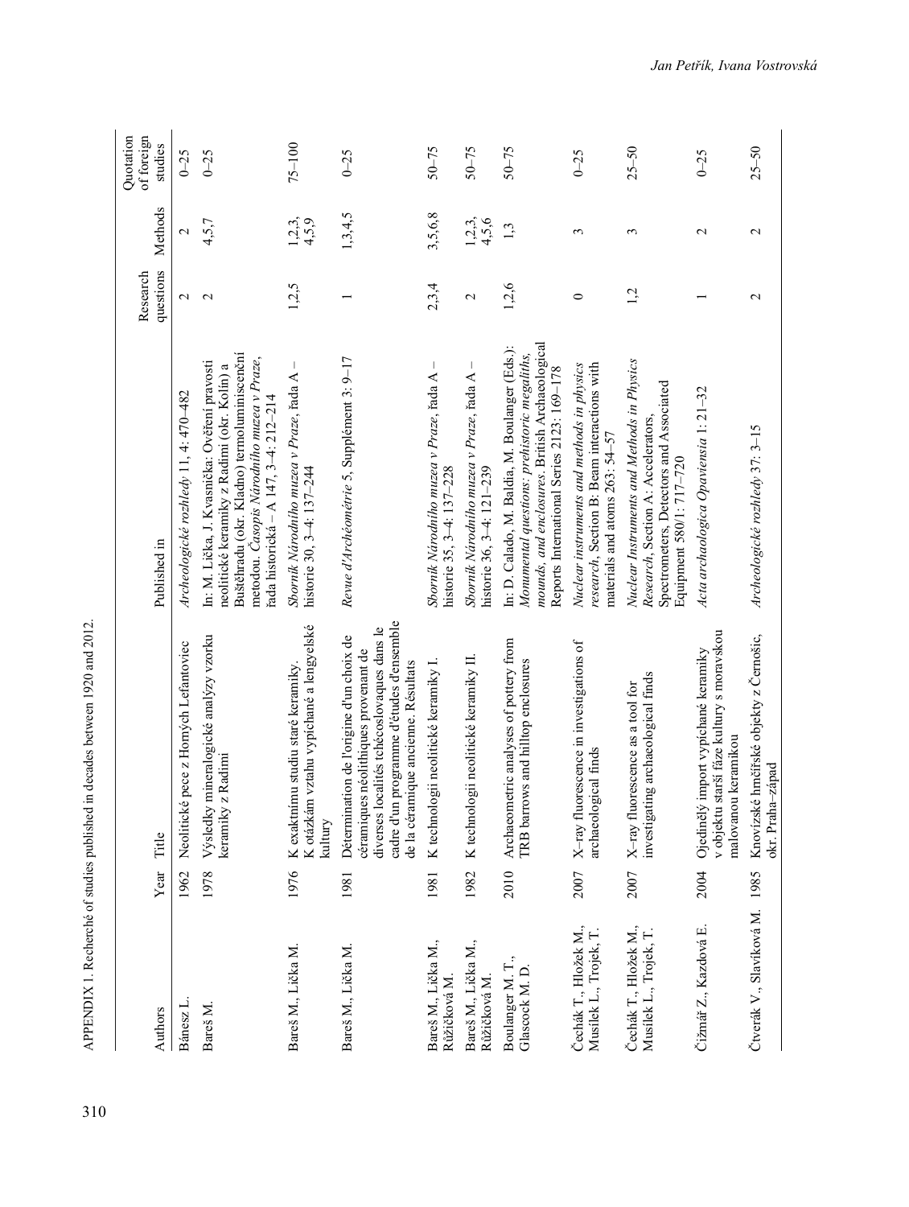APPENDIX 1. Recherché of studies published in decades between 1920 and 2012.

| Authors | Year | Title | Published in | Research questions | Methods | Quotation of foreign studies |
|---|---|---|---|---|---|---|
| Bánesz L. | 1962 | Neolitické pece z Horných Lefantoviec | *Archeologické rozhledy* 11, 4: 470–482 | 2 | 2 | 0–25 |
| Bareš M. | 1978 | Výsledky mineralogické analýzy vzorku keramiky z Radimi | In: M. Lička, J. Kvasnička: Ověření pravosti neolitické keramiky z Radimi (okr. Kolín) a Buštěhradu (okr. Kladno) termoluminiscenční metodou. *Časopis Národního muzea v Praze*, řada historická – A 147, 3–4: 212–214 | 2 | 4,5,7 | 0–25 |
| Bareš M., Lička M. | 1976 | K exaktnímu studiu staré keramiky. K otázkám vztahu vypíchané a lengyelské kultury | *Sborník Národního muzea v Praze*, řada A – historie 30, 3–4: 137–244 | 1,2,5 | 1,2,3, 4,5,9 | 75–100 |
| Bareš M., Lička M. | 1981 | Détermination de l'origine d'un choix de céramiques néolithiques provenant de diverses localités tchécoslovaques dans le cadre d'un programme d'études d'ensemble de la céramique ancienne. Résultats | *Revue d'Archéométrie* 5, Supplément 3: 9–17 | 1 | 1,3,4,5 | 0–25 |
| Bareš M., Lička M., Růžičková M. | 1981 | K technologii neolitické keramiky I. | *Sborník Národního muzea v Praze*, řada A – historie 35, 3–4: 137–228 | 2,3,4 | 3,5,6,8 | 50–75 |
| Bareš M., Lička M., Růžičková M. | 1982 | K technologii neolitické keramiky II. | *Sborník Národního muzea v Praze*, řada A – historie 36, 3–4: 121–239 | 2 | 1,2,3, 4,5,6 | 50–75 |
| Boulanger M. T., Glascock M. D. | 2010 | Archaeometric analyses of pottery from TRB barrows and hilltop enclosures | In: D. Calado, M. Baldia, M. Boulanger (Eds.): *Monumental questions: prehistoric megaliths, mounds, and enclosures*. British Archaeological Reports International Series 2123: 169–178 | 1,2,6 | 1,3 | 50–75 |
| Čechák T., Hložek M., Musílek L., Trojek, T. | 2007 | X-ray fluorescence in investigations of archaeological finds | *Nuclear instruments and methods in physics research*, Section B: Beam interactions with materials and atoms 263: 54–57 | 0 | 3 | 0–25 |
| Čechák T., Hložek M., Musílek L., Trojek, T. | 2007 | X-ray fluorescence as a tool for investigating archaeological finds | *Nuclear Instruments and Methods in Physics Research*, Section A: Accelerators, Spectrometers, Detectors and Associated Equipment 580/1: 717–720 | 1,2 | 3 | 25–50 |
| Čižmář Z., Kazdová E. | 2004 | Ojedinělý import vypíchané keramiky v objektu starší fáze kultury s moravskou malovanou keramikou | *Acta archaeologica Opaviensia* 1: 21–32 | 1 | 2 | 0–25 |
| Čtverák V., Slavíková M. | 1985 | Knovízské hrnčířské objekty z Černošic, okr. Praha–západ | *Archeologické rozhledy* 37: 3–15 | 2 | 2 | 25–50 |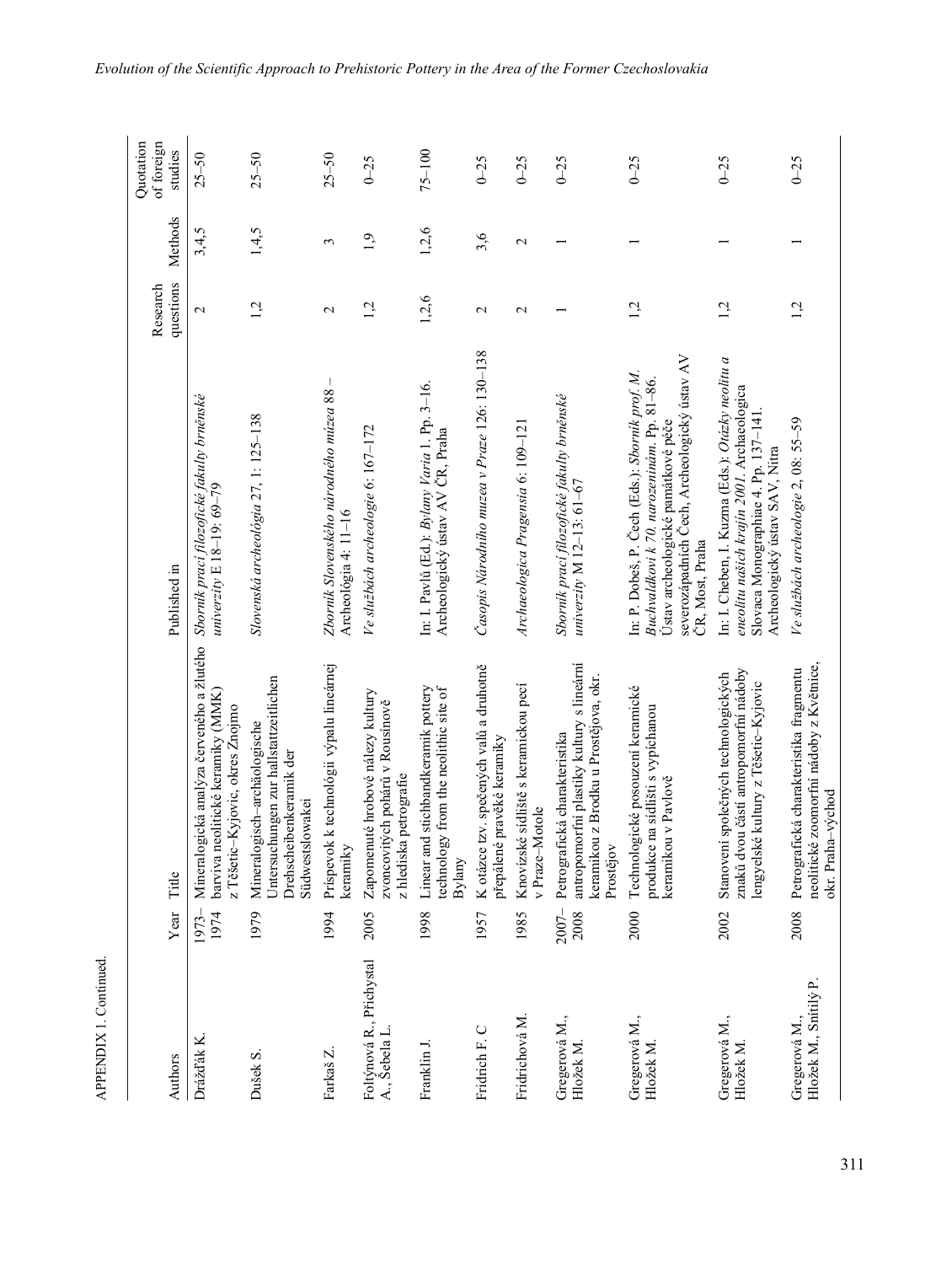APPENDIX 1. Continued.

| Authors | Year | Title | Published in | Research questions | Methods | Quotation of foreign studies |
|---|---|---|---|---|---|---|
| Drážďák K. | 1973–1974 | Mineralogická analýza červeného a žlutého barviva neolitické keramiky (MMK) z Těšetic–Kyjovic, okres Znojmo | *Sborník prací filozofické fakulty brněnské univerzity* E 18–19: 69–79 | 2 | 3,4,5 | 25–50 |
| Dušek S. | 1979 | Mineralogisch–archäologische Untersuchungen zur hallstattzeitlichen Drehscheibenkeramik der Südwestslowakei | *Slovenská archeológia* 27, 1: 125–138 | 1,2 | 1,4,5 | 25–50 |
| Farkaš Z. | 1994 | Príspevok k technológii výpalu lineárnej keramiky | *Zborník Slovenského národného múzea* 88 – Archeológia 4: 11–16 | 2 | 3 | 25–50 |
| Foltýnová R., Přichystal A., Šebela L. | 2005 | Zapomenuté hrobové nálezy kultury zvoncovitých pohárů v Rousínově z hlediska petrografie | *Ve službách archeologie* 6: 167–172 | 1,2 | 1,9 | 0–25 |
| Franklin J. | 1998 | Linear and stichbandkeramik pottery technology from the neolithic site of Bylany | In: I. Pavlů (Ed.): *Bylany Varia* 1. Pp. 3–16. Archeologický ústav AV ČR, Praha | 1,2,6 | 1,2,6 | 75–100 |
| Fridrich F. C | 1957 | K otázce tzv. spečených valů a druhotně přepálené pravěké keramiky | *Časopis Národního muzea v Praze* 126: 130–138 | 2 | 3,6 | 0–25 |
| Fridrichová M. | 1985 | Knovízské sídliště s keramickou pecí v Praze–Motole | *Archaeologica Pragensia* 6: 109–121 | 2 | 2 | 0–25 |
| Gregerová M., Hložek M. | 2007–2008 | Petrografická charakteristika antropomorfní plastiky kultury s lineární keramikou z Brodku u Prostějova, okr. Prostějov | *Sborník prací filozofické fakulty brněnské univerzity* M 12–13: 61–67 | 1 | 1 | 0–25 |
| Gregerová M., Hložek M. | 2000 | Technologické posouzení keramické produkce na sídlišti s vypíchanou keramikou v Pavlově | In: P. Dobeš, P. Čech (Eds.): *Sborník prof. M. Buchvaldkovi k 70. narozeninám*. Pp. 81–86. Ústav archeologické památkové péče severozápadních Čech, Archeologický ústav AV ČR, Most, Praha | 1,2 | 1 | 0–25 |
| Gregerová M., Hložek M. | 2002 | Stanovení společných technologických znaků dvou částí antropomorfní nádoby lengyelské kultury z Těšetic–Kyjovic | In: I. Cheben, I. Kuzma (Eds.): *Otázky neolitu a eneolitu našich krajín 2001*. Archaeologica Slovaca Monographiae 4. Pp. 137–141. Archeologický ústav SAV, Nitra | 1,2 | 1 | 0–25 |
| Gregerová M., Hložek M., Šnitilý P. | 2008 | Petrografická charakteristika fragmentu neolitické zoomorfní nádoby z Květnice, okr. Praha–východ | *Ve službách archeologie* 2, 08: 55–59 | 1,2 | 1 | 0–25 |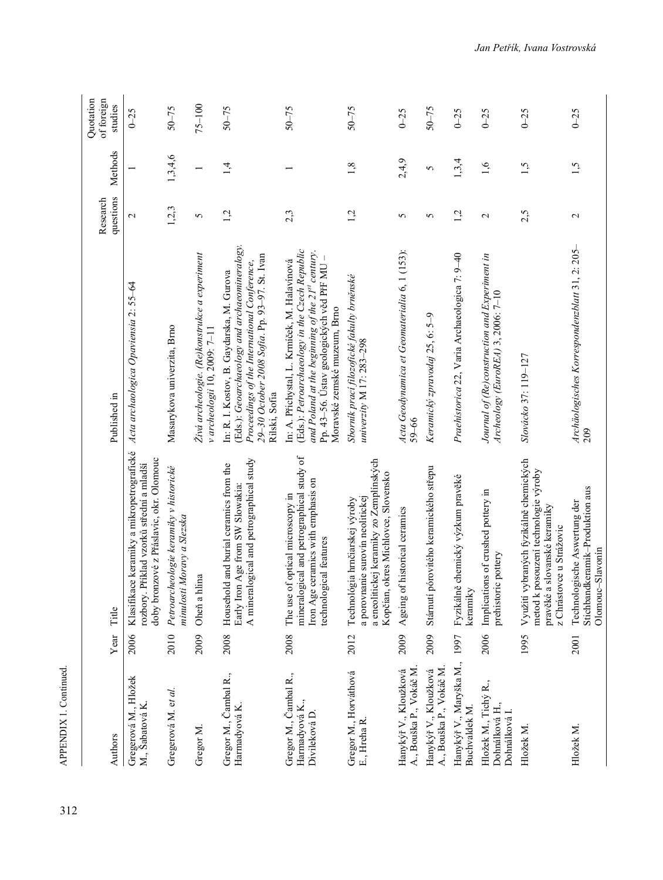APPENDIX I. Continued.

| Authors | Year | Title | Published in | Research questions | Methods | Quotation of foreign studies |
|---|---|---|---|---|---|---|
| Gregerová M., Hložek M., Šabatová K. | 2006 | Klasifikace keramiky a mikropetrografické rozbory. Příklad vzorků střední a mladší doby bronzové z Přáslavic, okr. Olomouc | *Acta archaeologica Opaviensia* 2: 55–64 | 2 | 1 | 0–25 |
| Gregerová M. *et al.* | 2010 | *Petroarcheologie keramiky v historické minulosti Moravy a Slezska* | Masarykova univerzita, Brno | 1,2,3 | 1,3,4,6 | 50–75 |
| Gregor M. | 2009 | Oheň a hlina | *Živá archeologie. (Re)konstrukce a experiment v archeologii* 10, 2009: 7–11 | 5 | 1 | 75–100 |
| Gregor M., Čambal R., Harmadyová K. | 2008 | Household and burial ceramics from the Early Iron Age from SW Slowakia: A mineralogical and petrographical study | In: R. I. Kostov, B. Gaydarska, M. Gurova (Eds.): *Geoarchaeology and archaeomineralogy. Proceedings of the International Conference, 29–30 October 2008 Sofia*. Pp. 93–97. St. Ivan Rilski, Sofia | 1,2 | 1,4 | 50–75 |
| Gregor M., Čambal R., Harmadyová K., Divileková D. | 2008 | The use of optical microscopy in mineralogical and petrographical study of Iron Age ceramics with emphasis on technological features | In: A. Přichystal, L. Krmíček, M. Halavínová (Eds.): *Petroarchaeology in the Czech Republic and Poland at the beginning of the 21st century*. Pp. 43–56. Ústav geologických věd PřF MU – Moravské zemské muzeum, Brno | 2,3 | 1 | 50–75 |
| Gregor M., Horváthová E., Hreha R. | 2012 | Technológia hrnčiarskej výroby a porovnanie surovín neolitickej a eneolitickej keramiky zo Zemplínských Kopčian, okres Michlovce, Slovensko | *Sborník prací filozofické fakulty brněnské univerzity* M 17: 283–298 | 1,2 | 1,8 | 50–75 |
| Hanykýř V., Kloužková A., Bouška P., Vokáč M. | 2009 | Ageing of historical ceramics | *Acta Geodynamica et Geomaterialia* 6, 1 (153): 59–66 | 5 | 2,4,9 | 0–25 |
| Hanykýř V., Kloužková A., Bouška P., Vokáč M. | 2009 | Stárnutí pórovitého keramického střepu | *Keramický zpravodaj* 25, 6: 5–9 | 5 | 5 | 50–75 |
| Hanykýř V., Maryška M., Buchvaldek M. | 1997 | Fyzikálně chemický výzkum pravěké keramiky | *Praehistorica* 22, Varia Archaeologica 7: 9–40 | 1,2 | 1,3,4 | 0–25 |
| Hložek M., Tichý R., Dohnálková H., Dohnálková I. | 2006 | Implications of crushed pottery in prehistoric pottery | *Journal of (Re)construction and Experiment in Archeology (EuroREA)* 3, 2006: 7–10 | 2 | 1,6 | 0–25 |
| Hložek M. | 1995 | Využití vybraných fyzikálně chemických metod k posouzení technologie výroby pravěké a slovanské keramiky z Chrástovce u Strážovic | *Slovácko* 37: 119–127 | 2,5 | 1,5 | 0–25 |
| Hložek M. | 2001 | Technologische Aswertung der Stichbandkeramik–Produktion aus Olomouc–Slavonín | *Archäologisches Korrespondenzblatt* 31, 2: 205–209 | 2 | 1,5 | 0–25 |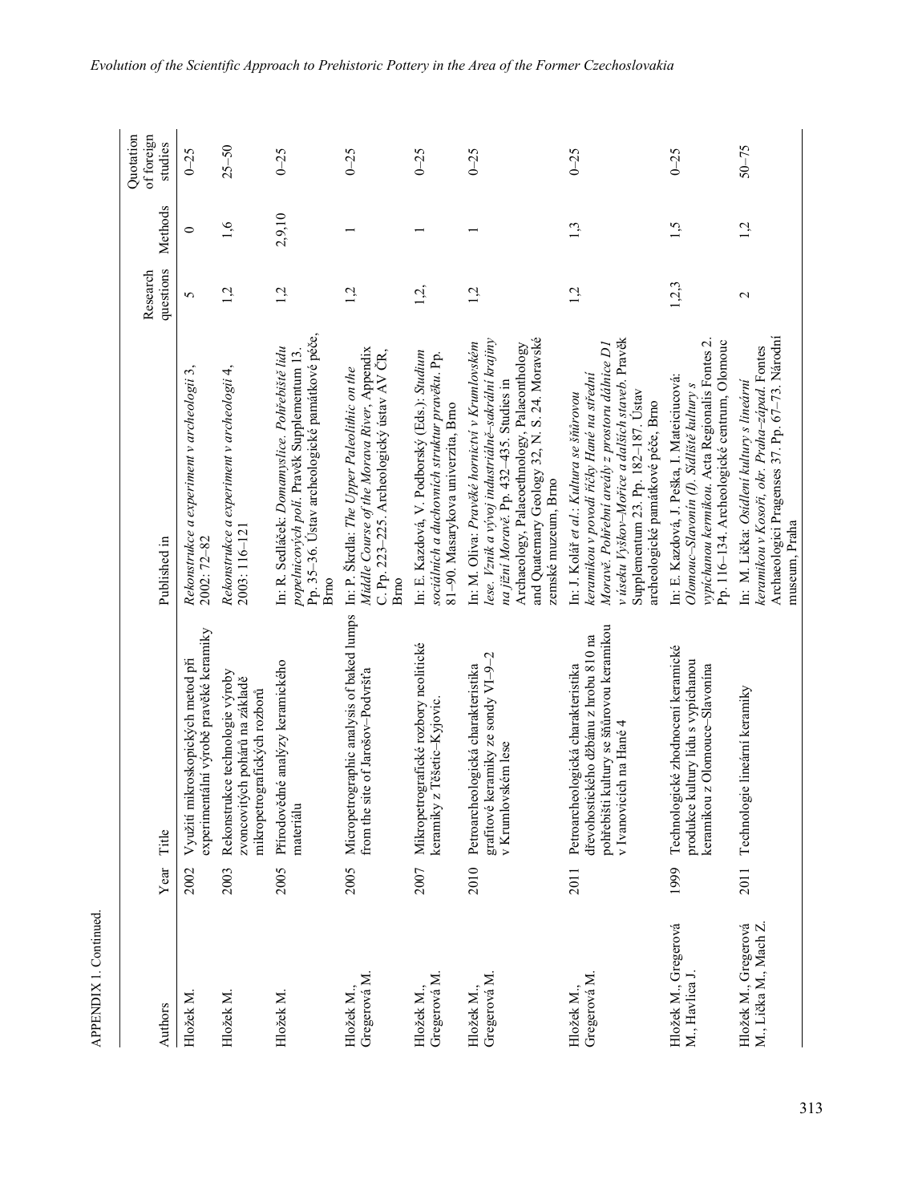APPENDIX 1. Continued.

| Authors | Year | Title | Published in | Research questions | Methods | Quotation of foreign studies |
|---|---|---|---|---|---|---|
| Hložek M. | 2002 | Využití mikroskopických metod při experimentální výrobě pravěké keramiky | *Rekonstrukce a experiment v archeologii* 3, 2002: 72–82 | 5 | 0 | 0–25 |
| Hložek M. | 2003 | Rekonstrukce technologie výroby zvoncovitých pohárů na základě mikropetrografických rozborů | *Rekonstrukce a experiment v archeologii* 4, 2003: 116–121 | 1,2 | 1,6 | 25–50 |
| Hložek M. | 2005 | Přírodovědné analýzy keramického materiálu | In: R. Sedláček: *Domamyslice. Pohřebiště lidu popelnicových polí*. Pravěk Supplementum 13. Pp. 35–36. Ústav archeologické památkové péče, Brno | 1,2 | 2,9,10 | 0–25 |
| Hložek M., Gregerová M. | 2005 | Micropetrographic analysis of baked lumps from the site of Jarošov–Podvršta | In: P. Škrdla: *The Upper Paleolithic on the Middle Course of the Morava River*, Appendix C. Pp. 223–225. Archeologický ústav AV ČR, Brno | 1,2 | 1 | 0–25 |
| Hložek M., Gregerová M. | 2007 | Mikropetrografické rozbory neolitické keramiky z Těšetic–Kyjovic. | In: E. Kazdová, V. Podborský (Eds.): *Studium sociálních a duchovních struktur pravěku*. Pp. 81–90. Masarykova univerzita, Brno | 1,2, | 1 | 0–25 |
| Hložek M., Gregerová M. | 2010 | Petroarcheologická charakteristika grafitové keramiky ze sondy VI–9–2 v Krumlovském lese | In: M. Oliva: *Pravěké hornictví v Krumlovském lese. Vznik a vývoj industriálně–sakrální krajiny na jižní Moravě*. Pp. 432–435. Studies in Archaeology, Palaeoethnology, Palaeonthology and Quaternary Geology 32, N. S. 24. Moravské zemské muzeum, Brno | 1,2 | 1 | 0–25 |
| Hložek M., Gregerová M. | 2011 | Petroarcheologická charakteristika dřevohostického džbánu z hrobu 810 na pohřebišti kultury se šňůrovou keramikou v Ivanovicích na Hané 4 | In: J. Kolář *et al.*: *Kultura se šňůrovou keramikou v povodí říčky Hané na střední Moravě. Pohřební areály z prostoru dálnice D1 v úseku Vyškov–Mořice a dalších staveb*. Pravěk Supplementum 23. Pp. 182–187. Ústav archeologické památkové péče, Brno | 1,2 | 1,3 | 0–25 |
| Hložek M., Gregerová M., Havlica J. | 1999 | Technologické zhodnocení keramické produkce kultury lidu s vypíchanou keramikou z Olomouce–Slavonína | In: E. Kazdová, J. Peška, I. Mateiciucová: *Olomouc–Slavonín (I). Sídliště kultury s vypíchanou keramikou*. Acta Regionalis Fontes 2. Pp. 116–134. Archeologické centrum, Olomouc | 1,2,3 | 1,5 | 0–25 |
| Hložek M., Gregerová M., Lička M., Mach Z. | 2011 | Technologie lineární keramiky | In: M. Lička: *Osídlení kultury s lineární keramikou v Kosoři, okr. Praha–západ*. Fontes Archaeologici Pragenses 37. Pp. 67–73. Národní museum, Praha | 2 | 1,2 | 50–75 |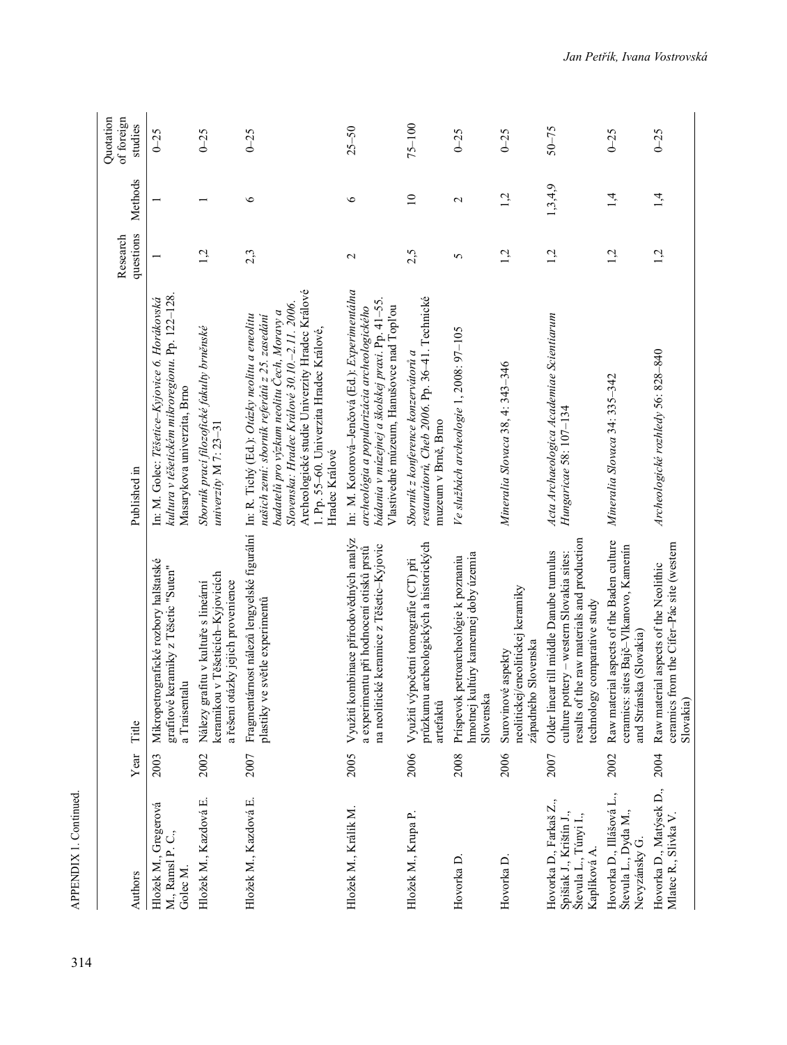APPENDIX 1. Continued.

| Authors | Year | Title | Published in | Research questions | Methods | Quotation of foreign studies |
|---|---|---|---|---|---|---|
| Hložek M., Gregerová M., Ramsl P. C., Golec M. | 2003 | Mikropetrografické rozbory halštatské grafitové keramiky z Těšetic "Suten" a Traisentalu | In: M. Golec: *Těšetice–Kyjovice 6. Horákovská kultura v těšetickém mikroregionu*. Pp. 122–128. Masarykova univerzita, Brno | 1 | 1 | 0–25 |
| Hložek M., Kazdová E. | 2002 | Nálezy grafitu v kultuře s lineární keramikou v Těšeticích–Kyjovicích a řešení otázky jejich provenience | *Sborník prací filozofické fakulty brněnské univerzity* M 7: 23–31 | 1,2 | 1 | 0–25 |
| Hložek M., Kazdová E. | 2007 | Fragmentárnost nálezů lengyelské figurální plastiky ve světle experimentů | In: R. Tichý (Ed.): *Otázky neolitu a eneolitu našich zemí: sborník referátů z 25. zasedání badatelů pro výzkum neolitu Čech, Moravy a Slovenska: Hradec Králové 30.10.–2.11. 2006*. Archeologické studie Univerzity Hradec Králové 1. Pp. 55–60. Univerzita Hradec Králové, Hradec Králové | 2,3 | 6 | 0–25 |
| Hložek M., Králík M. | 2005 | Využití kombinace přírodovědných analýz a experimentu při hodnocení otisků prstů na neolitické keramice z Těšetic–Kyjovic | In: M. Kotorová–Jenčová (Ed.): *Experimentálna archeológia a popularizácia archeologického bádania v múzejnej a školskej praxi*. Pp. 41–55. Vlastivedné múzeum, Hanušovce nad Topľou | 2 | 6 | 25–50 |
| Hložek M., Krupa P. | 2006 | Využití výpočetní tomografie (CT) při průzkumu archeologických a historických artefaktů | *Sborník z konference konzervátorů a restaurátorů, Cheb 2006*. Pp. 36–41. Technické muzeum v Brně, Brno | 2,5 | 10 | 75–100 |
| Hovorka D. | 2008 | Príspevok petroarcheológie k poznaniu hmotnej kultúry kamennej doby územia Slovenska | *Ve službách archeologie* 1, 2008: 97–105 | 5 | 2 | 0–25 |
| Hovorka D. | 2006 | Surovinové aspekty neolitickej/eneolitickej keramiky západného Slovenska | *Mineralia Slovaca* 38, 4: 343–346 | 1,2 | 1,2 | 0–25 |
| Hovorka D., Farkaš Z., Spišiak J., Krištín J., Števula L., Túnyi I., Kaplíková A. | 2007 | Older linear till middle Danube tumulus culture pottery – western Slovakia sites: results of the raw materials and production technology comparative study | *Acta Archaeologica Academiae Scientiarum Hungaricae* 58: 107–134 | 1,2 | 1,3,4,9 | 50–75 |
| Hovorka D., Illášová L., Števula L., Dyda M., Nevyzánsky G. | 2002 | Raw material aspects of the Baden culture ceramics: sites Bajč–Vlkanovo, Kamenín and Stránska (Slovakia) | *Mineralia Slovaca* 34: 335–342 | 1,2 | 1,4 | 0–25 |
| Hovorka D., Matýsek D., Mlatec R., Slivka V. | 2004 | Raw material aspects of the Neolithic ceramics from the Cífer–Pác site (western Slovakia) | *Archeologické rozhledy* 56: 828–840 | 1,2 | 1,4 | 0–25 |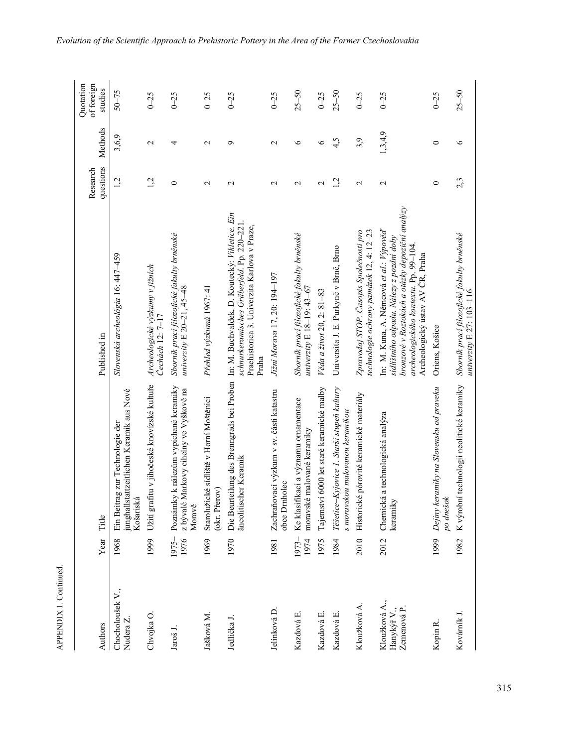APPENDIX 1. Continued.

| Authors | Year | Title | Published in | Research questions | Methods | Quotation of foreign studies |
|---|---|---|---|---|---|---|
| Chocholoušek V., Nudera Z. | 1968 | Ein Beitrag zur Technologie der junghallstattzeitlichen Keramik aus Nové Košariská | *Slovenská archeológia* 16: 447–459 | 1,2 | 3,6,9 | 50–75 |
| Chvojka O. | 1999 | Užití grafitu v jihočeské knovízské kultuře | *Archeologické výzkumy v jižních Čechách* 12: 7–17 | 1,2 | 2 | 0–25 |
| Jaroš J. | 1975–1976 | Poznámky k nálezům vypíchané keramiky z bývalé Markovy cihelny ve Vyškově na Moravě | *Sborník prací filozofické fakulty brněnské univerzity* E 20–21, 45–48 | 0 | 4 | 0–25 |
| Jašková M. | 1969 | Starolužické sídliště v Horní Moštěnici (okr. Přerov) | *Přehled výzkumů* 1967: 41 | 2 | 2 | 0–25 |
| Jedlička J. | 1970 | Die Beurteilung des Brenngrads bei Proben äneolitischer Keramik | In: M. Buchvaldek, D. Koutecký: *Vikletice. Ein schnurkeramisches Gräberfeld*. Pp. 220–221. Praehistorica 3. Univerzita Karlova v Praze, Praha | 2 | 9 | 0–25 |
| Jelínková D. | 1981 | Zachraňovací výzkum v sv. části katastru obce Drnholec | *Jižní Morava* 17, 20: 194–197 | 2 | 2 | 0–25 |
| Kazdová E. | 1973–1974 | Ke klasifikaci a významu ornamentace moravské malované keramiky | *Sborník prací filozofické fakulty brněnské univerzity* E 18–19: 43–67 | 2 | 6 | 25–50 |
| Kazdová E. | 1975 | Tajemství 6000 let staré keramické malby | *Věda a život* 20, 2: 81–83 | 2 | 6 | 0–25 |
| Kazdová E. | 1984 | *Těšetice–Kyjovice 1. Starší stupeň kultury s moravskou malovanou keramikou* | Universita J. E. Purkyně v Brně, Brno | 1,2 | 4,5 | 25–50 |
| Kloužková A. | 2010 | Historické pórovité keramické materiály | *Zpravodaj STOP. Časopis Společnosti pro technologie ochrany památek* 12, 4: 12–23 | 2 | 3,9 | 0–25 |
| Kloužková A., Hanykýř V., Zemenová P. | 2012 | Chemická a technologická analýza keramiky | In: M. Kuna, A. Němcová et al.: *Výpověď sídlištního odpadu. Nálezy z pozdní doby bronzové v Roztokách a otázky depoziční analýzy archeologického kontextu*. Pp. 99–104. Archeologický ústav AV ČR, Praha | 2 | 1,3,4,9 | 0–25 |
| Kopin R. | 1999 | *Dejiny keramiky na Slovensku od praveku po dnešok* | Oriens, Košice | 0 | 0 | 0–25 |
| Kovárník J. | 1982 | K výrobní technologii neolitické keramiky | *Sborník prací filozofické fakulty brněnské univerzity* E 27: 103–116 | 2,3 | 6 | 25–50 |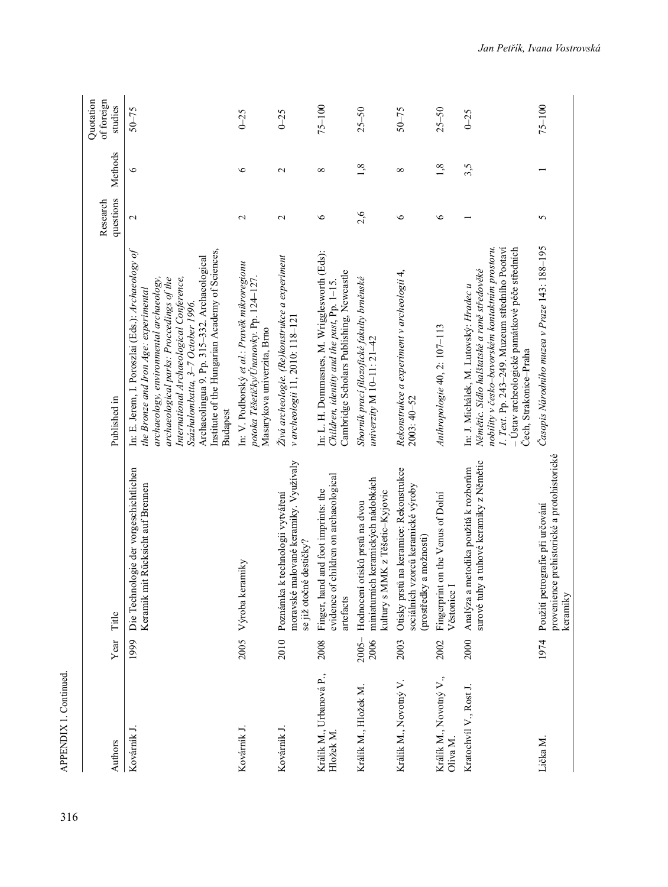APPENDIX 1. Continued.

| Authors | Year | Title | Published in | Research questions | Methods | Quotation of foreign studies |
|---|---|---|---|---|---|---|
| Kovárník J. | 1999 | Die Technologie der vorgeschichtlichen Keramik mit Rücksicht auf Bremen | In: E. Jerem, I. Poroszlai (Eds.): *Archaeology of the Bronze and Iron Age: experimental archaeology, environmental archaeology, archaeological parks: Proceedings of the International Archaeological Conference, Százhalombatta, 3–7 October 1996*. Archaeolingua 9. Pp. 315–332. Archaeological Institute of the Hungarian Academy of Sciences, Budapest | 2 | 6 | 50–75 |
| Kovárník J. | 2005 | Výroba keramiky | In: V. Podborský *et al.*: *Pravěk mikroregionu potoka Těšetický/Únanovky*. Pp. 124-127. Masarykova univerzita, Brno | 2 | 6 | 0–25 |
| Kovárník J. | 2010 | Poznámka k technologii vytváření moravské malované keramiky. Využívaly se již otočné destičky? | *Živá archeologie. (Re)konstrukce a experiment v archeologii* 11, 2010: 118–121 | 2 | 2 | 0–25 |
| Králík M., Urbanová P., Hložek M. | 2008 | Finger, hand and foot imprints: the evidence of children on archaeological artefacts | In: L. H. Dommasnes, M. Wrigglesworth (Eds): *Children, identity and the past*, Pp. 1–15. Cambridge Scholars Publishing, Newcastle | 6 | 8 | 75–100 |
| Králík M., Hložek M. | 2005–2006 | Hodnocení otisků prstů na dvou miniaturních keramických nádobkách kultury s MMK z Těšetic–Kyjovic | *Sborník prací filozofické fakulty brněnské univerzity* M 10–11: 21–42 | 2,6 | 1,8 | 25–50 |
| Králík M., Novotný V. | 2003 | Otisky prstů na keramice: Rekonstrukce sociálních vzorců keramické výroby (prostředky a možnosti) | *Rekonstrukce a experiment v archeologii* 4, 2003: 40–52 | 6 | 8 | 50–75 |
| Králík M., Novotný V., Oliva M. | 2002 | Fingerprint on the Venus of Dolní Věstonice I | *Anthropologie* 40, 2: 107–113 | 6 | 1,8 | 25–50 |
| Kratochvíl V., Rost J. | 2000 | Analýza a metodika použitá k rozborům surové tuhy a tuhové keramiky z Němětic | In: J. Michálek, M. Lutovský: *Hradec u Němětic. Sídlo halštatské a raně středověké nobility v česko–bavorském kontaktním prostoru. 1. Text*. Pp. 243–249. Muzeum středního Pootaví – Ústav archeologické památkové péče středních Čech, Strakonice–Praha | 1 | 3,5 | 0–25 |
| Lička M. | 1974 | Použití petrografie při určování provenience prehistorické a protohistorické keramiky | *Časopis Národního muzea v Praze* 143: 188–195 | 5 | 1 | 75–100 |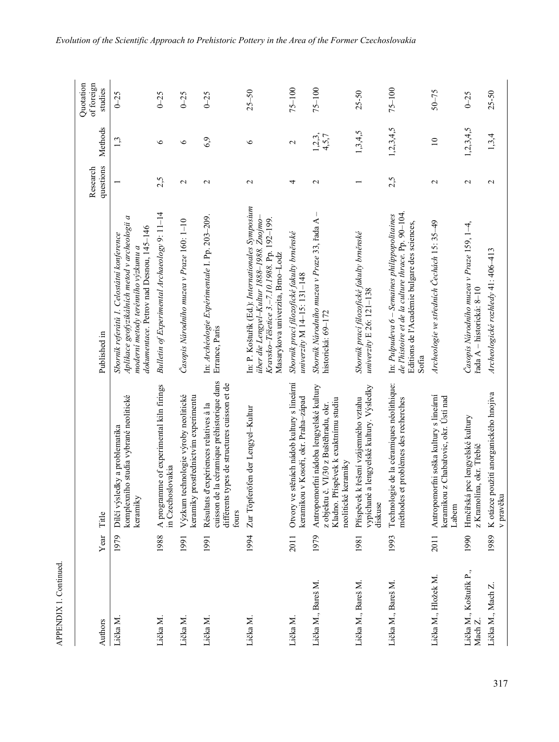APPENDIX 1. Continued.

| Authors | Year | Title | Published in | Research questions | Methods | Quotation of foreign studies |
|---|---|---|---|---|---|---|
| Lička M. | 1979 | Dílčí výsledky a problematika komplexního studia vybrané neolitické keramiky | *Sborník referátů 1. Celostátní konference Aplikace geofyzikálních metod v archeologii a moderní metody terénního výzkumu a dokumentace*. Petrov nad Desnou, 145–146 | 1 | 1,3 | 0–25 |
| Lička M. | 1988 | A programme of experimental kiln firings in Czechoslovakia | *Bulletin of Experimental Archaeology* 9: 11–14 | 2,5 | 6 | 0–25 |
| Lička M. | 1991 | Výzkum technologie výroby neolitické keramiky prostřednictvím experimentu | *Časopis Národního muzea v Praze* 160: 1–10 | 2 | 6 | 0–25 |
| Lička M. | 1991 | Résultats d'expériences relatives à la cuisson de la céramique préhistorique dans différents types de structures cuisson et de fours | In: *Archéologie Expérimentale* I. Pp. 203–209. Errance, Paris | 2 | 6,9 | 0–25 |
| Lička M. | 1994 | Zur Töpferöfen der Lengyel–Kultur | In: P. Koštuřík (Ed.): *Internationales Symposium über die Lengyel-Kultur 1888–1988. Znojmo-Kravsko–Těšetice 3.–7.10.1988*. Pp. 192–199. Masarykova univerzita, Brno–Lodz | 2 | 6 | 25–50 |
| Lička M. | 2011 | Otvory ve stěnách nádob kultury s lineární keramikou v Kosoři, okr. Praha–západ | *Sborník prací filozofické fakulty brněnské univerzity* M 14–15: 131–148 | 4 | 2 | 75–100 |
| Lička M., Bareš M. | 1979 | Antropomorfní nádoba lengyelské kultury z objektu č. VI/30 z Buštěhradu, okr. Kladno. Příspěvek k exaktnímu studiu neolitické keramiky | *Sborník Národního muzea v Praze* 33, řada A – historická: 69–172 | 2 | 1,2,3, 4,5,7 | 75–100 |
| Lička M., Bareš M. | 1981 | Příspěvek k řešení vzájemného vztahu vypíchané a lengyelské kultury. Výsledky diskuse | *Sborník prací filozofické fakulty brněnské univerzity* E 26: 121–138 | 1 | 1,3,4,5 | 25-50 |
| Lička M., Bareš M. | 1993 | Technologie de la céramiques néolithique: méthodes et problèmes des recherches | In: *Pulpudeva 6 – Semaines philippopolitaines de l'histoire et de la culture thrace*. Pp. 90–104. Editions de l'Académie bulgare des sciences, Sofia | 2,5 | 1,2,3,4,5 | 75–100 |
| Lička M., Hložek M. | 2011 | Antropomorfní soška kultury s lineární keramikou z Chabařovic, okr. Ústí nad Labem | *Archeologie ve středních Čechách* 15: 35–49 | 2 | 10 | 50–75 |
| Lička M., Koštuřík P., Mach Z. | 1990 | Hrnčířská pec lengyelské kultury z Kramolína, okr. Třebíč | *Časopis Národního muzea v Praze* 159, 1–4, řada A – historická: 8–10 | 2 | 1,2,3,4,5 | 0–25 |
| Lička M., Mach Z. | 1989 | K otázce použití anorganického hnojiva v pravěku | *Archeologické rozhledy* 41: 406–413 | 2 | 1,3,4 | 25-50 |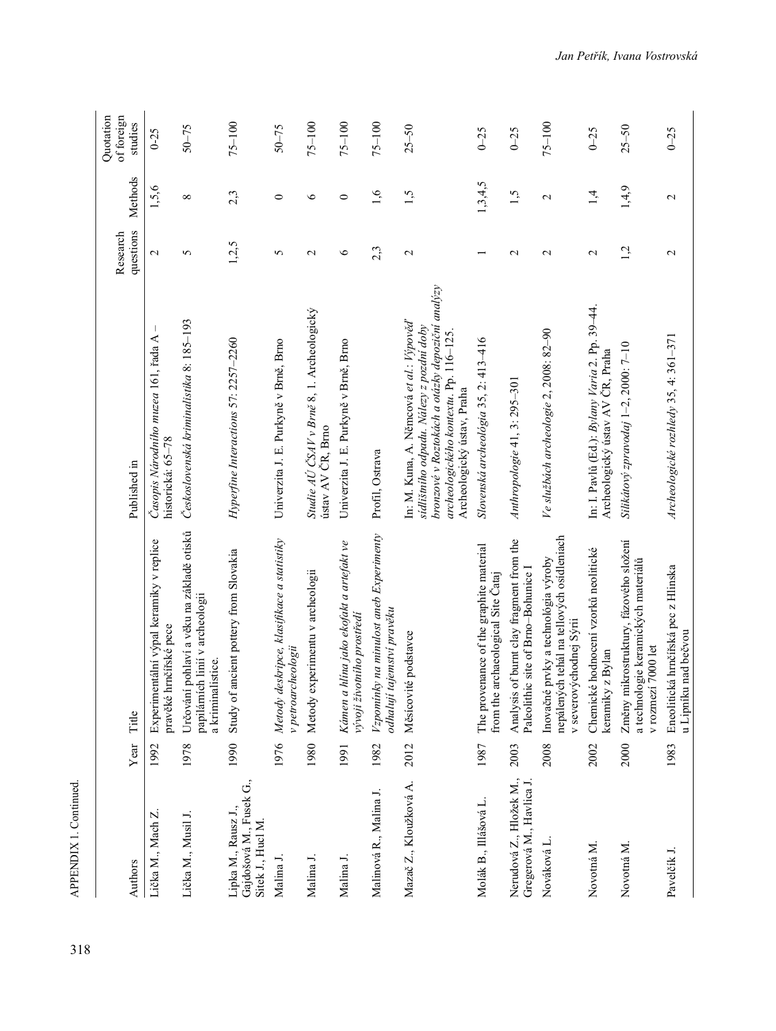APPENDIX 1. Continued.

| Authors | Year | Title | Published in | Research questions | Methods | Quotation of foreign studies |
|---|---|---|---|---|---|---|
| Lička M., Mach Z. | 1992 | Experimentální výpal keramiky v replice pravěké hrnčířské pece | *Časopis Národního muzea* 161, řada A – historická: 65–78 | 2 | 1,5,6 | 0–25 |
| Lička M., Musil J. | 1978 | Určování pohlaví a věku na základě otisků papilárních linií v archeologii a kriminalistice. | *Československá kriminalistika* 8: 185–193 | 5 | 8 | 50–75 |
| Lipka M., Rausz J., Gajdošová M., Fusek G., Sitek J., Hucl M. | 1990 | Study of ancient pottery from Slovakia | *Hyperfine Interactions* 57: 2257–2260 | 1,2,5 | 2,3 | 75–100 |
| Malina J. | 1976 | *Metody deskripce, klasifikace a statistiky v petroarcheologii* | Univerzita J. E. Purkyně v Brně, Brno | 5 | 0 | 50–75 |
| Malina J. | 1980 | Metody experimentu v archeologii | *Studie AÚ ČSAV v Brně* 8, 1. Archeologický ústav AV ČR, Brno | 2 | 6 | 75–100 |
| Malina J. | 1991 | *Kámen a hlína jako ekofakt a artefakt ve vývoji životního prostředí* | Univerzita J. E. Purkyně v Brně, Brno | 6 | 0 | 75–100 |
| Malinová R., Malina J. | 1982 | *Vzpomínky na minulost aneb Experimenty odhalují tajemství pravěku* | Profil, Ostrava | 2,3 | 1,6 | 75–100 |
| Mazač Z., Kloužková A. | 2012 | Měsícovité podstavce | In: M. Kuna, A. Němcová *et al.*: *Výpověď sídlištního odpadu. Nálezy z pozdní doby bronzové v Roztokách a otázky depoziční analýzy archeologického kontextu*. Pp. 116–125. Archeologický ústav, Praha | 2 | 1,5 | 25–50 |
| Molák B., Illášová L. | 1987 | The provenance of the graphite material from the archaeological Site Čataj | *Slovenská archeológia* 35, 2: 413–416 | 1 | 1,3,4,5 | 0–25 |
| Nerudová Z., Hložek M., Gregerová M., Havlica J. | 2003 | Analysis of burnt clay fragment from the Paleolithic site of Brno–Bohunice I | *Anthropologie* 41, 3: 295–301 | 2 | 1,5 | 0–25 |
| Nováková L. | 2008 | Inovačné prvky a technológia výroby nepálených tehál na tellových osídleniach v severovýchodnej Sýrii | *Ve službách archeologie* 2, 2008: 82–90 | 2 | 2 | 75–100 |
| Novotná M. | 2002 | Chemické hodnocení vzorků neolitické keramiky z Bylan | In: I. Pavlů (Ed.): *Bylany Varia* 2. Pp. 39–44. Archeologický ústav AV ČR, Praha | 2 | 1,4 | 0–25 |
| Novotná M. | 2000 | Změny mikrostruktury, fázového složení a technologie keramických materiálů v rozmezí 7000 let | *Silikátový zpravodaj* 1–2, 2000: 7–10 | 1,2 | 1,4,9 | 25–50 |
| Pavelčík J. | 1983 | Eneolitická hrnčířská pec z Hlinska u Lipníku nad Bečvou | *Archeologické rozhledy* 35, 4: 361–371 | 2 | 2 | 0–25 |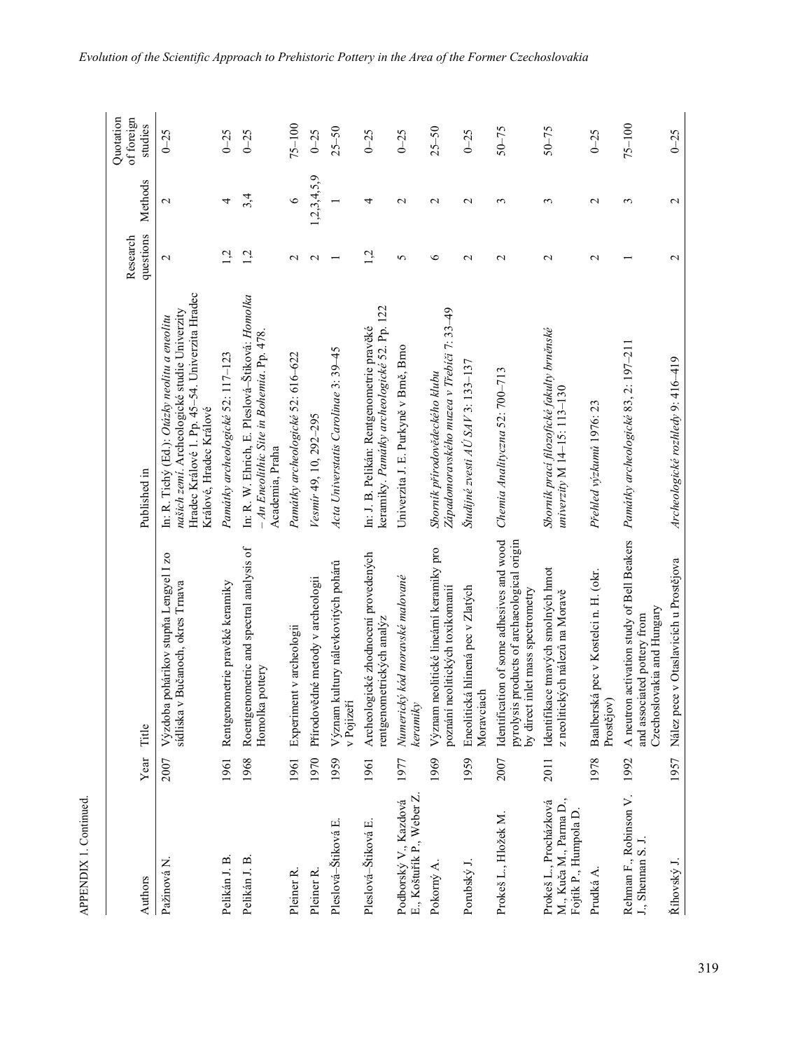APPENDIX 1. Continued.

| Authors | Year | Title | Published in | Research questions | Methods | Quotation of foreign studies |
|---|---|---|---|---|---|---|
| Pažinová N. | 2007 | Výzdoba pohárikov stupňa Lengyel I zo sídliska v Bučanoch, okres Trnava | In: R. Tichý (Ed.): *Otázky neolitu a eneolitu našich zemí*. Archeologické studie Univerzity Hradec Králové 1. Pp. 45–54. Univerzita Hradec Králové, Hradec Králové | 2 | 2 | 0–25 |
| Pelikán J. B. | 1961 | Rentgenometrie pravěké keramiky | *Památky archeologické* 52: 117–123 | 1,2 | 4 | 0–25 |
| Pelikán J. B. | 1968 | Roentgenometric and spectral analysis of Homolka pottery | In: R. W. Ehrich, E. Pleslová-Štiková: *Homolka – An Eneolithic Site in Bohemia*. Pp. 478. Academia, Praha | 1,2 | 3,4 | 0–25 |
| Pleiner R. | 1961 | Experiment v archeologii | *Památky archeologické* 52: 616–622 | 2 | 6 | 75–100 |
| Pleiner R. | 1970 | Přírodovědné metody v archeologii | *Vesmír* 49, 10, 292–295 | 2 | 1,2,3,4,5,9 | 0–25 |
| Pleslová-Štiková E. | 1959 | Význam kultury nálevkovitých pohárů v Pojizeří | *Acta Universtatis Carolinae* 3: 39–45 | 1 | 1 | 25–50 |
| Pleslová-Štiková E. | 1961 | Archeologické zhodnocení provedených rentgenometrických analýz | In: J. B. Pelikán: Rentgenometrie pravěké keramiky. *Památky archeologické* 52. Pp. 122 | 1,2 | 4 | 0–25 |
| Podborský V., Kazdová E., Košťuřík P., Weber Z. | 1977 | *Numerický kód moravské malované keramiky* | Univerzita J. E. Purkyně v Brně, Brno | 5 | 2 | 0–25 |
| Pokorný A. | 1969 | Význam neolitické lineární keramiky pro poznání neolitických toxikomanií | *Sborník přírodovědeckého klubu Západomoravského muzea v Třebíči* 7: 33–49 | 6 | 2 | 25–50 |
| Porubský J. | 1959 | Eneolitická hlinená pec v Zlatých Moravciach | *Študijné zvesti AÚ SAV* 3: 133–137 | 2 | 2 | 0–25 |
| Prokeš L., Hložek M. | 2007 | Identification of some adhesives and wood pyrolysis products of archaeological origin by direct inlet mass spectrometry | *Chemia Analityczna* 52: 700–713 | 2 | 3 | 50–75 |
| Prokeš L., Procházková M., Kuča M., Parma D., Fojtík P., Humpola D. | 2011 | Identifikace tmavých smolných hmot z neolitických nálezů na Moravě | *Sborník prací filozofické fakulty brněnské univerzity* M 14–15: 113–130 | 2 | 3 | 50–75 |
| Prudká A. | 1978 | Baalberská pec v Kostelci n. H. (okr. Prostějov) | *Přehled výzkumů* 1976: 23 | 2 | 2 | 0–25 |
| Rehman F., Robinson V. J., Shennan S. J. | 1992 | A neutron activation study of Bell Beakers and associated pottery from Czechoslovakia and Hungary | *Památky archeologické* 83, 2: 197–211 | 1 | 3 | 75–100 |
| Říhovský J. | 1957 | Nález pece v Otaslavicích u Prostějova | *Archeologické rozhledy* 9: 416–419 | 2 | 2 | 0–25 |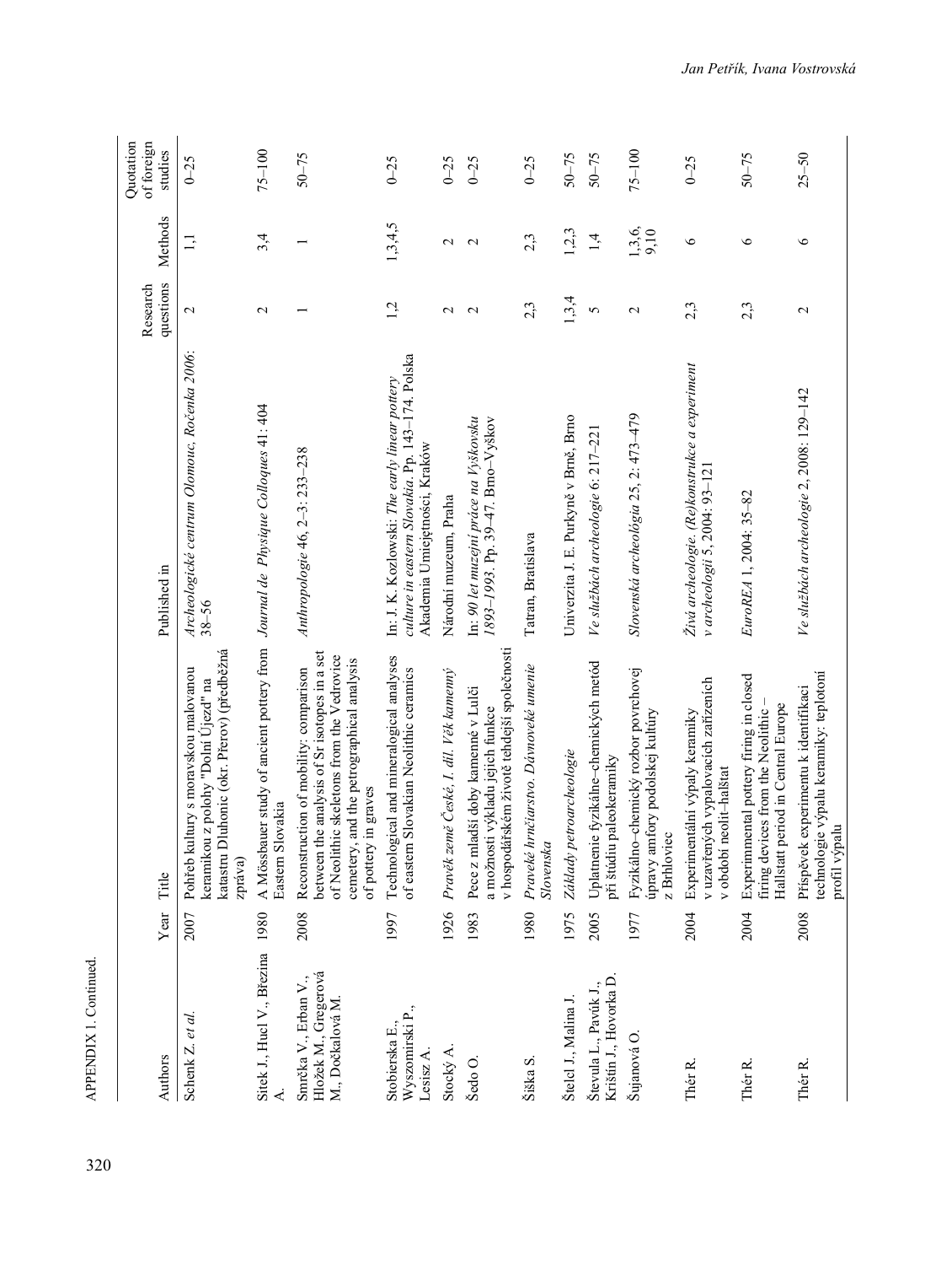APPENDIX 1. Continued.

| Authors | Year | Title | Published in | Research questions | Methods | Quotation of foreign studies |
|---|---|---|---|---|---|---|
| Schenk Z. *et al.* | 2007 | Pohřeb kultury s moravskou malovanou keramikou z polohy "Dolní Újezd" na katastru Dluhonic (okr. Přerov) (předběžná zpráva) | *Archeologické centrum Olomouc, Ročenka 2006*: 38–56 | 2 | 1,1 | 0–25 |
| Sitek J., Hucl V., Březina A. | 1980 | A Mössbauer study of ancient pottery from Eastern Slovakia | *Journal de Physique Collogues* 41: 404 | 2 | 3,4 | 75–100 |
| Smrčka V., Erban V., Hložek M., Gregerová M., Dočkalová M. | 2008 | Reconstruction of mobility: comparison between the analysis of Sr isotopes in a set of Neolithic skeletons from the Vedrovice cemetery, and the petrographical analysis of pottery in graves | *Anthropologie* 46, 2–3: 233–238 | 1 | 1 | 50–75 |
| Stobierska E., Wyszomirski P., Lesisz A. | 1997 | Technological and mineralogical analyses of eastern Slovakian Neolithic ceramics | In: J. K. Kozlowski: *The early linear pottery culture in eastern Slovakia*. Pp. 143–174. Polska Akademia Umiejętności, Kraków | 1,2 | 1,3,4,5 | 0–25 |
| Stocký A. | 1926 | *Pravěk země České, I. díl. Věk kamenný* | Národní muzeum, Praha | 2 | 2 | 0–25 |
| Šedo O. | 1983 | Pece z mladší doby kamenné v Lulči a možnosti výkladu jejich funkce v hospodářském životě tehdejší společnosti | In: *90 let muzejní práce na Vyškovsku 1893–1993*. Pp. 39–47. Brno–Vyškov | 2 | 2 | 0–25 |
| Šiška S. | 1980 | *Pravěké hrnčiarstvo. Dávnoveké umenie Slovenska* | Tatran, Bratislava | 2,3 | 2,3 | 0–25 |
| Štelcl J., Malina J. | 1975 | *Základy petroarcheologie* | Univerzita J. E. Purkyně v Brně, Brno | 1,3,4 | 1,2,3 | 50–75 |
| Števula L., Pavúk J., Krištín J., Hovorka D. | 2005 | Uplatnenie fyzikálne–chemických metód pri štúdiu paleokeramiky | *Ve službách archeologie* 6: 217–221 | 5 | 1,4 | 50–75 |
| Šujanová O. | 1977 | Fyzikálno–chemický rozbor povrchovej úpravy amfory podolskej kultúry z Brhloviec | *Slovenská archeológia* 25, 2: 473–479 | 2 | 1,3,6, 9,10 | 75–100 |
| Thér R. | 2004 | Experimentální výpaly keramiky v uzavřených vypalovacích zařízeních v období neolit–halštat | *Živá archeologie. (Re)konstrukce a experiment v archeologii* 5, 2004: 93–121 | 2,3 | 6 | 0–25 |
| Thér R. | 2004 | Experimental pottery firing in closed firing devices from the Neolithic – Hallstatt period in Central Europe | *EuroREA* 1, 2004: 35–82 | 2,3 | 6 | 50–75 |
| Thér R. | 2008 | Příspěvek experimentu k identifikaci technologie výpalu keramiky: teplotní profil výpalu | *Ve službách archeologie* 2, 2008: 129–142 | 2 | 6 | 25–50 |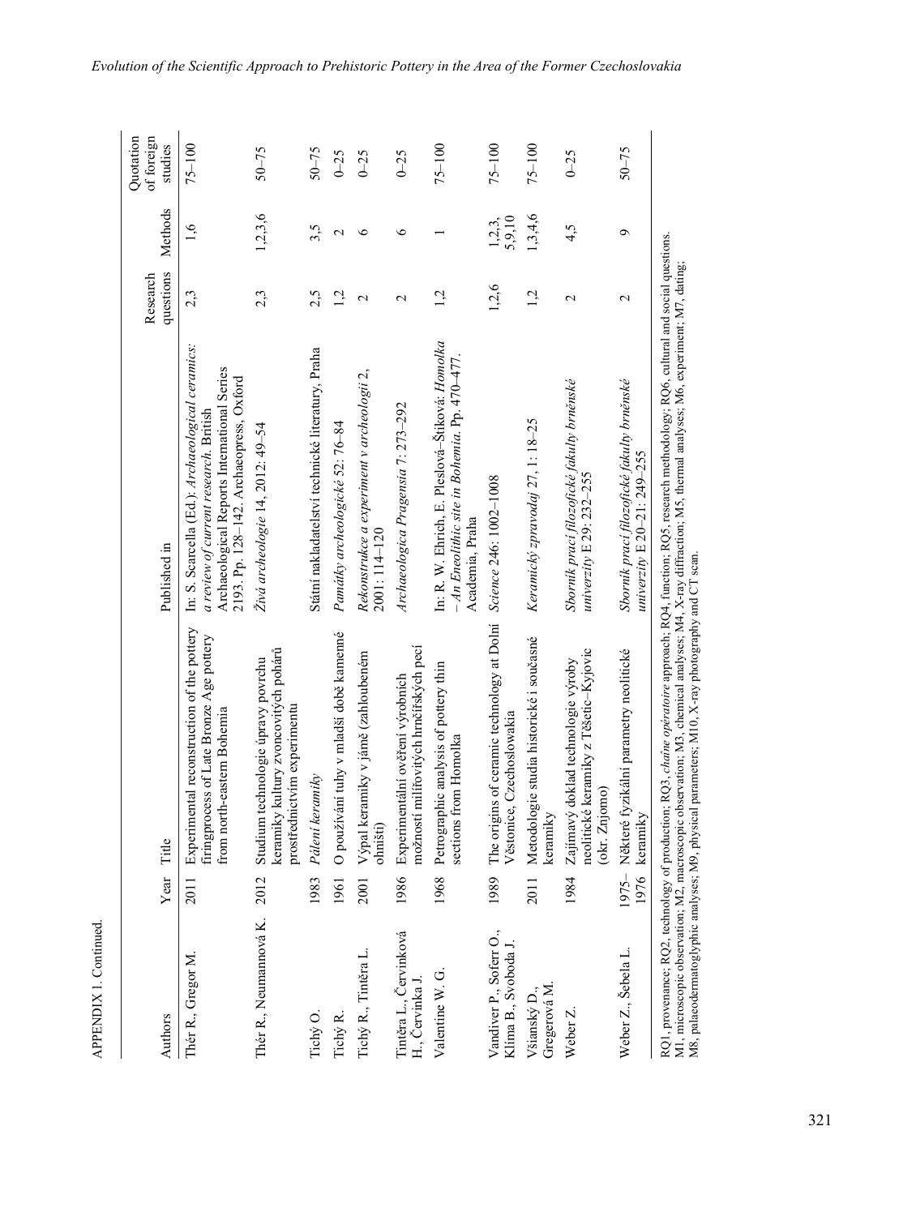APPENDIX I. Continued.

| Authors | Year | Title | Published in | Research questions | Methods | Quotation of foreign studies |
|---|---|---|---|---|---|---|
| Thér R., Gregor M. | 2011 | Experimental reconstruction of the pottery firingprocess of Late Bronze Age pottery from north-eastern Bohemia | In: S. Scarcella (Ed.): *Archaeological ceramics: a review of current research*. British Archaeological Reports International Series 2193. Pp. 128–142. Archaeopress, Oxford | 2,3 | 1,6 | 75–100 |
| Thér R., Neumannová K. | 2012 | Studium technologie úpravy povrchu keramiky kultury zvoncovitých pohárů prostřednictvím experimentu | *Živá archeologie* 14, 2012: 49–54 | 2,3 | 1,2,3,6 | 50–75 |
| Tichý O. | 1983 | *Pálení keramiky* | Státní nakladatelství technické literatury, Praha | 2,5 | 3,5 | 50–75 |
| Tichý R. | 1961 | O používání tuhy v mladší době kamenné | *Památky archeologické* 52: 76–84 | 1,2 | 2 | 0–25 |
| Tichý R., Tintěra L. | 2001 | Výpal keramiky v jámě (zahloubeném ohništi) | *Rekonstrukce a experiment v archeologii* 2, 2001: 114–120 | 2 | 6 | 0–25 |
| Tintěra L., Červinková H., Červinka J. | 1986 | Experimentální ověření výrobních možností milířovitých hrnčířských pecí | *Archaeologica Pragensia* 7: 273–292 | 2 | 6 | 0–25 |
| Valentine W. G. | 1968 | Petrographic analysis of pottery thin sections from Homolka | In: R. W. Ehrich, E. Pleslová–Štiková: *Homolka – An Eneolithic site in Bohemia*. Pp. 470–477. Academia, Praha | 1,2 | 1 | 75–100 |
| Vandiver P., Soferr O., Klíma B., Svoboda J. | 1989 | The origins of ceramic technology at Dolní Věstonice, Czechoslowakia | *Science* 246: 1002–1008 | 1,2,6 | 1,2,3, 5,9,10 | 75–100 |
| Všianský D., Gregerová M. | 2011 | Metodologie studia historické i současné keramiky | *Keramický zpravodaj* 27, 1: 18–25 | 1,2 | 1,3,4,6 | 75–100 |
| Weber Z. | 1984 | Zajímavý doklad technologie výroby neolitické keramiky z Těšetic–Kyjovic (okr. Znjomo) | *Sborník prací filozofické fakulty brněnské univerzity* E 29: 232–255 | 2 | 4,5 | 0–25 |
| Weber Z., Šebela L. | 1975–1976 | Některé fyzikální parametry neolitické keramiky | *Sborník prací filozofické fakulty brněnské univerzity* E 20–21: 249–255 | 2 | 9 | 50–75 |

RQ1, provenance; RQ2, technology of production; RQ3, *chaîne opératoire* approach; RQ4, function; RQ5, research methodology; RQ6, cultural and social questions.
M1, microscopic observation; M2, macroscopic observation; M3, chemical analyses; M4, X-ray diffraction; M5, thermal analyses; M6, experiment; M7, dating;
M8, palaeodermatoglyphic analyses; M9, physical parameters; M10, X-ray photography and CT scan.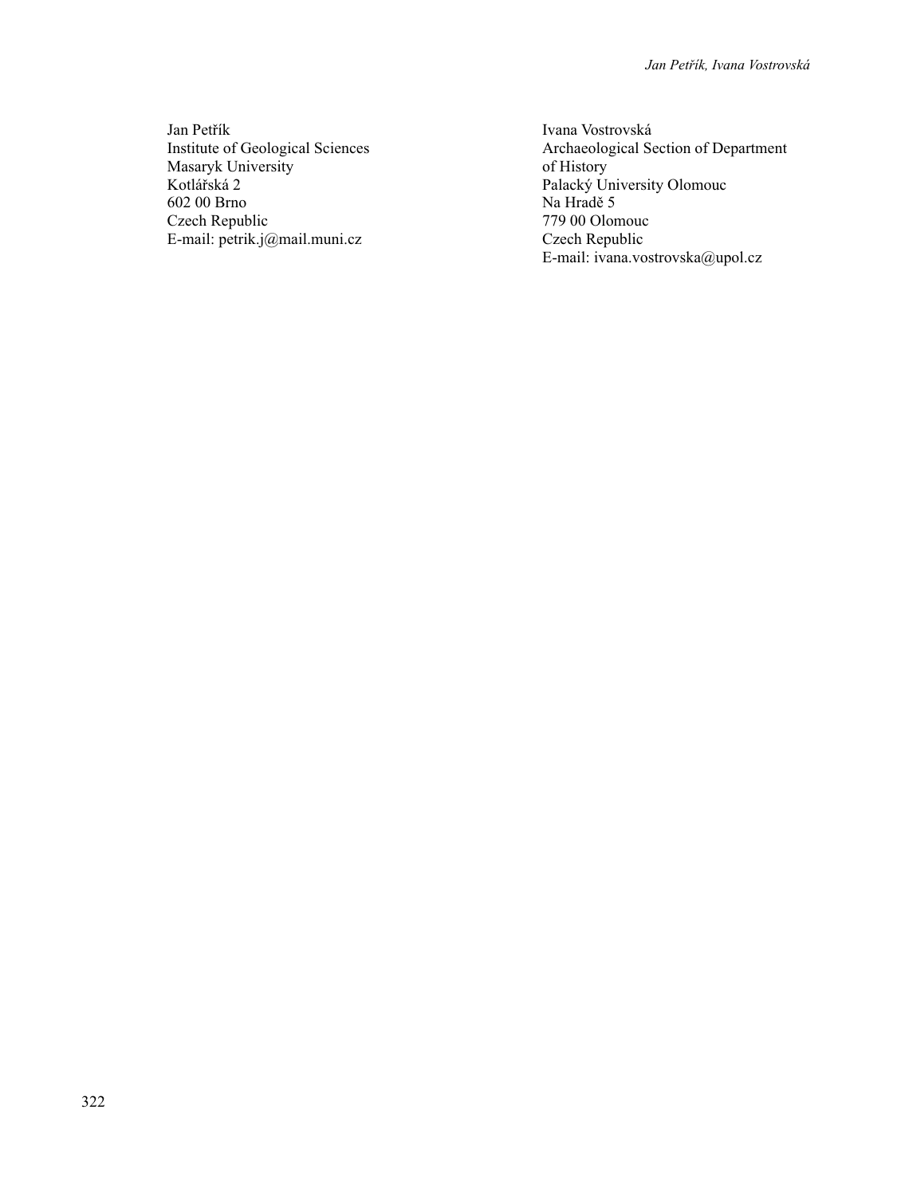Jan Petřík
Institute of Geological Sciences
Masaryk University
Kotlářská 2
602 00 Brno
Czech Republic
E-mail: petrik.j@mail.muni.cz

Ivana Vostrovská
Archaeological Section of Department
of History
Palacký University Olomouc
Na Hradě 5
779 00 Olomouc
Czech Republic
E-mail: ivana.vostrovska@upol.cz